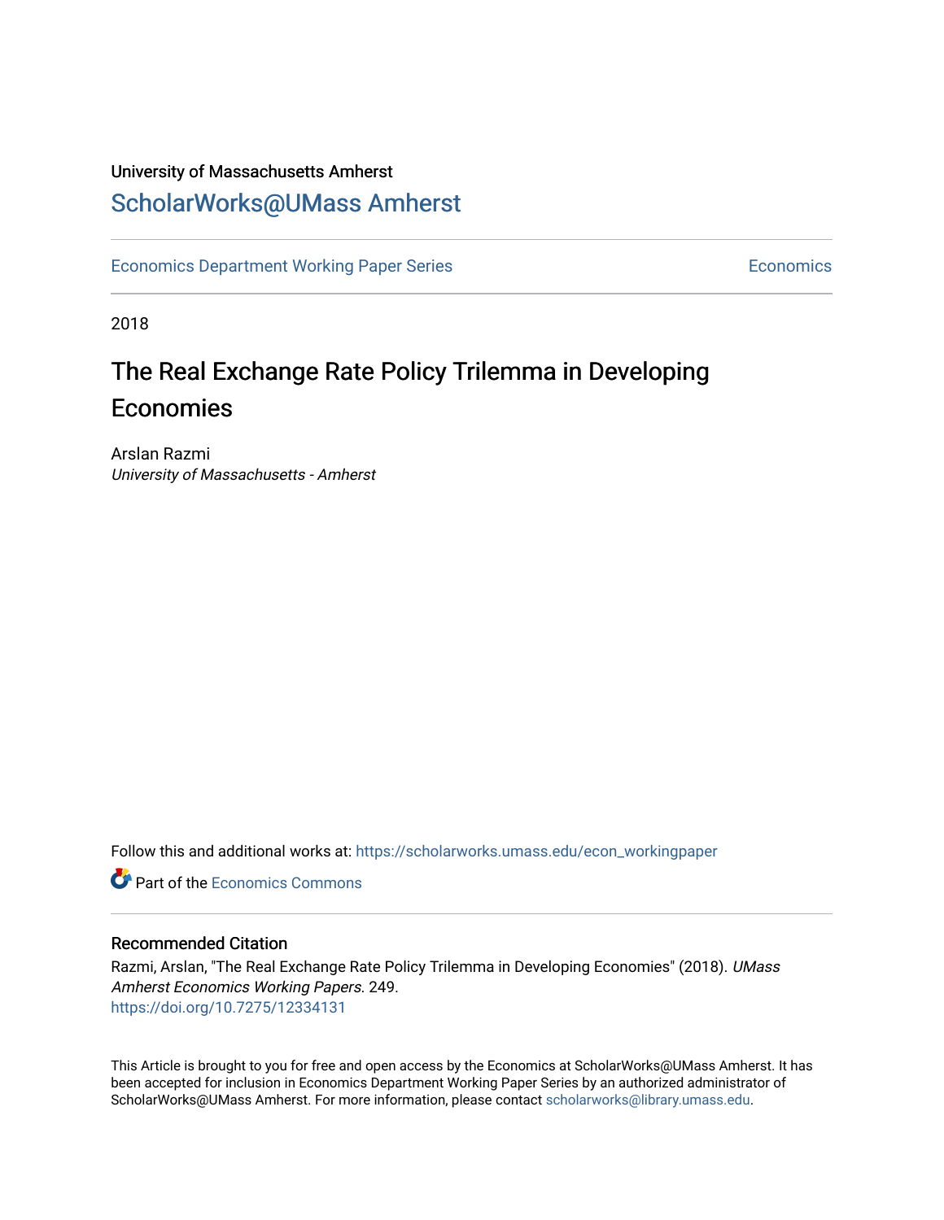University of Massachusetts Amherst

# ScholarWorks@UMass Amherst

Economics Department Working Paper Series | Economics

2018

# The Real Exchange Rate Policy Trilemma in Developing Economies

Arslan Razmi
*University of Massachusetts - Amherst*

Follow this and additional works at: https://scholarworks.umass.edu/econ_workingpaper

Part of the Economics Commons

## Recommended Citation

Razmi, Arslan, "The Real Exchange Rate Policy Trilemma in Developing Economies" (2018). *UMass Amherst Economics Working Papers*. 249.
https://doi.org/10.7275/12334131

This Article is brought to you for free and open access by the Economics at ScholarWorks@UMass Amherst. It has been accepted for inclusion in Economics Department Working Paper Series by an authorized administrator of ScholarWorks@UMass Amherst. For more information, please contact scholarworks@library.umass.edu.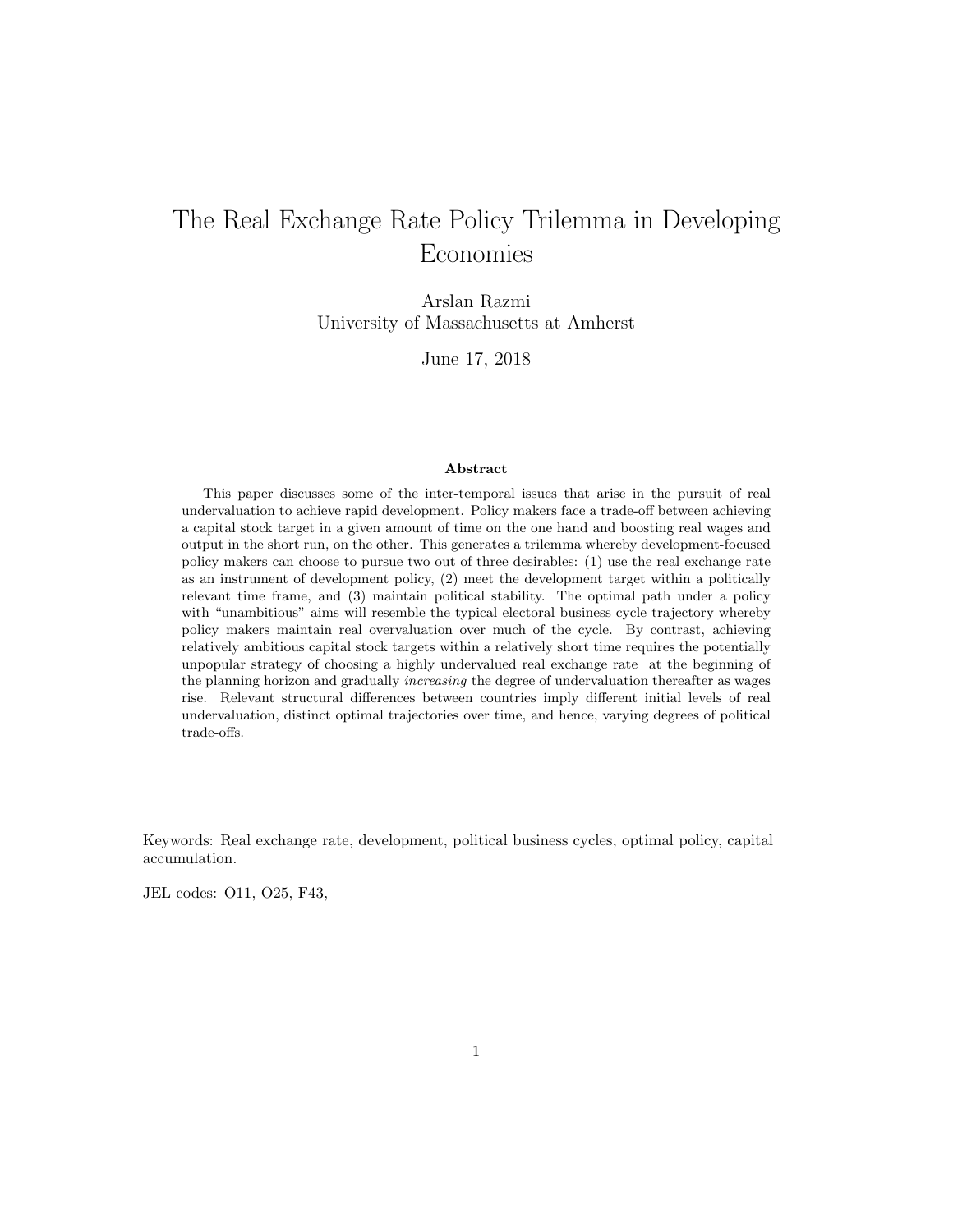# The Real Exchange Rate Policy Trilemma in Developing Economies

Arslan Razmi
University of Massachusetts at Amherst

June 17, 2018

### Abstract

This paper discusses some of the inter-temporal issues that arise in the pursuit of real undervaluation to achieve rapid development. Policy makers face a trade-off between achieving a capital stock target in a given amount of time on the one hand and boosting real wages and output in the short run, on the other. This generates a trilemma whereby development-focused policy makers can choose to pursue two out of three desirables: (1) use the real exchange rate as an instrument of development policy, (2) meet the development target within a politically relevant time frame, and (3) maintain political stability. The optimal path under a policy with "unambitious" aims will resemble the typical electoral business cycle trajectory whereby policy makers maintain real overvaluation over much of the cycle. By contrast, achieving relatively ambitious capital stock targets within a relatively short time requires the potentially unpopular strategy of choosing a highly undervalued real exchange rate at the beginning of the planning horizon and gradually *increasing* the degree of undervaluation thereafter as wages rise. Relevant structural differences between countries imply different initial levels of real undervaluation, distinct optimal trajectories over time, and hence, varying degrees of political trade-offs.

Keywords: Real exchange rate, development, political business cycles, optimal policy, capital accumulation.

JEL codes: O11, O25, F43,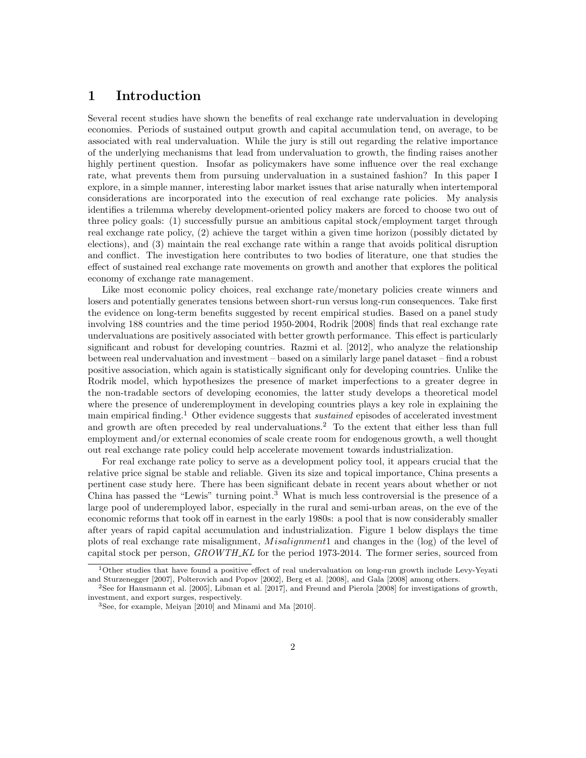# 1 Introduction

Several recent studies have shown the benefits of real exchange rate undervaluation in developing economies. Periods of sustained output growth and capital accumulation tend, on average, to be associated with real undervaluation. While the jury is still out regarding the relative importance of the underlying mechanisms that lead from undervaluation to growth, the finding raises another highly pertinent question. Insofar as policymakers have some influence over the real exchange rate, what prevents them from pursuing undervaluation in a sustained fashion? In this paper I explore, in a simple manner, interesting labor market issues that arise naturally when intertemporal considerations are incorporated into the execution of real exchange rate policies. My analysis identifies a trilemma whereby development-oriented policy makers are forced to choose two out of three policy goals: (1) successfully pursue an ambitious capital stock/employment target through real exchange rate policy, (2) achieve the target within a given time horizon (possibly dictated by elections), and (3) maintain the real exchange rate within a range that avoids political disruption and conflict. The investigation here contributes to two bodies of literature, one that studies the effect of sustained real exchange rate movements on growth and another that explores the political economy of exchange rate management.

Like most economic policy choices, real exchange rate/monetary policies create winners and losers and potentially generates tensions between short-run versus long-run consequences. Take first the evidence on long-term benefits suggested by recent empirical studies. Based on a panel study involving 188 countries and the time period 1950-2004, Rodrik [2008] finds that real exchange rate undervaluations are positively associated with better growth performance. This effect is particularly significant and robust for developing countries. Razmi et al. [2012], who analyze the relationship between real undervaluation and investment – based on a similarly large panel dataset – find a robust positive association, which again is statistically significant only for developing countries. Unlike the Rodrik model, which hypothesizes the presence of market imperfections to a greater degree in the non-tradable sectors of developing economies, the latter study develops a theoretical model where the presence of underemployment in developing countries plays a key role in explaining the main empirical finding.[1] Other evidence suggests that *sustained* episodes of accelerated investment and growth are often preceded by real undervaluations.[2] To the extent that either less than full employment and/or external economies of scale create room for endogenous growth, a well thought out real exchange rate policy could help accelerate movement towards industrialization.

For real exchange rate policy to serve as a development policy tool, it appears crucial that the relative price signal be stable and reliable. Given its size and topical importance, China presents a pertinent case study here. There has been significant debate in recent years about whether or not China has passed the "Lewis" turning point.[3] What is much less controversial is the presence of a large pool of underemployed labor, especially in the rural and semi-urban areas, on the eve of the economic reforms that took off in earnest in the early 1980s: a pool that is now considerably smaller after years of rapid capital accumulation and industrialization. Figure 1 below displays the time plots of real exchange rate misalignment, $Misalignment1$ and changes in the (log) of the level of capital stock per person, $GROWTH\_KL$ for the period 1973-2014. The former series, sourced from

---

[1] Other studies that have found a positive effect of real undervaluation on long-run growth include Levy-Yeyati and Sturzenegger [2007], Polterovich and Popov [2002], Berg et al. [2008], and Gala [2008] among others.

[2] See for Hausmann et al. [2005], Libman et al. [2017], and Freund and Pierola [2008] for investigations of growth, investment, and export surges, respectively.

[3] See, for example, Meiyan [2010] and Minami and Ma [2010].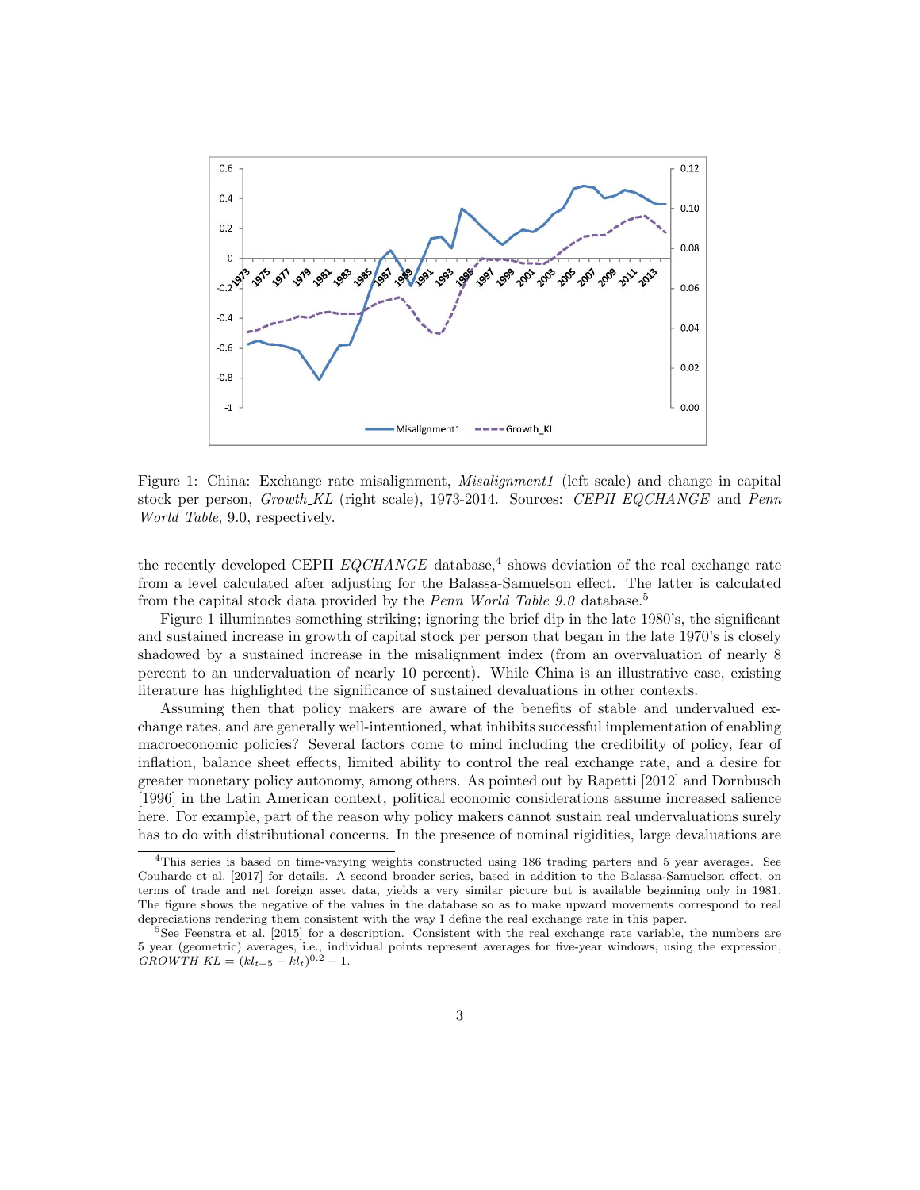Figure 1: China: Exchange rate misalignment, *Misalignment1* (left scale) and change in capital stock per person, *Growth_KL* (right scale), 1973-2014. Sources: *CEPII EQCHANGE* and *Penn World Table*, 9.0, respectively.

the recently developed CEPII *EQCHANGE* database,[4] shows deviation of the real exchange rate from a level calculated after adjusting for the Balassa-Samuelson effect. The latter is calculated from the capital stock data provided by the *Penn World Table 9.0* database.[5]

Figure 1 illuminates something striking; ignoring the brief dip in the late 1980's, the significant and sustained increase in growth of capital stock per person that began in the late 1970's is closely shadowed by a sustained increase in the misalignment index (from an overvaluation of nearly 8 percent to an undervaluation of nearly 10 percent). While China is an illustrative case, existing literature has highlighted the significance of sustained devaluations in other contexts.

Assuming then that policy makers are aware of the benefits of stable and undervalued exchange rates, and are generally well-intentioned, what inhibits successful implementation of enabling macroeconomic policies? Several factors come to mind including the credibility of policy, fear of inflation, balance sheet effects, limited ability to control the real exchange rate, and a desire for greater monetary policy autonomy, among others. As pointed out by Rapetti [2012] and Dornbusch [1996] in the Latin American context, political economic considerations assume increased salience here. For example, part of the reason why policy makers cannot sustain real undervaluations surely has to do with distributional concerns. In the presence of nominal rigidities, large devaluations are

[4]This series is based on time-varying weights constructed using 186 trading parters and 5 year averages. See Couharde et al. [2017] for details. A second broader series, based in addition to the Balassa-Samuelson effect, on terms of trade and net foreign asset data, yields a very similar picture but is available beginning only in 1981. The figure shows the negative of the values in the database so as to make upward movements correspond to real depreciations rendering them consistent with the way I define the real exchange rate in this paper.

[5]See Feenstra et al. [2015] for a description. Consistent with the real exchange rate variable, the numbers are 5 year (geometric) averages, i.e., individual points represent averages for five-year windows, using the expression, $GROWTH\_KL = (kl_{t+5} - kl_t)^{0.2} - 1$.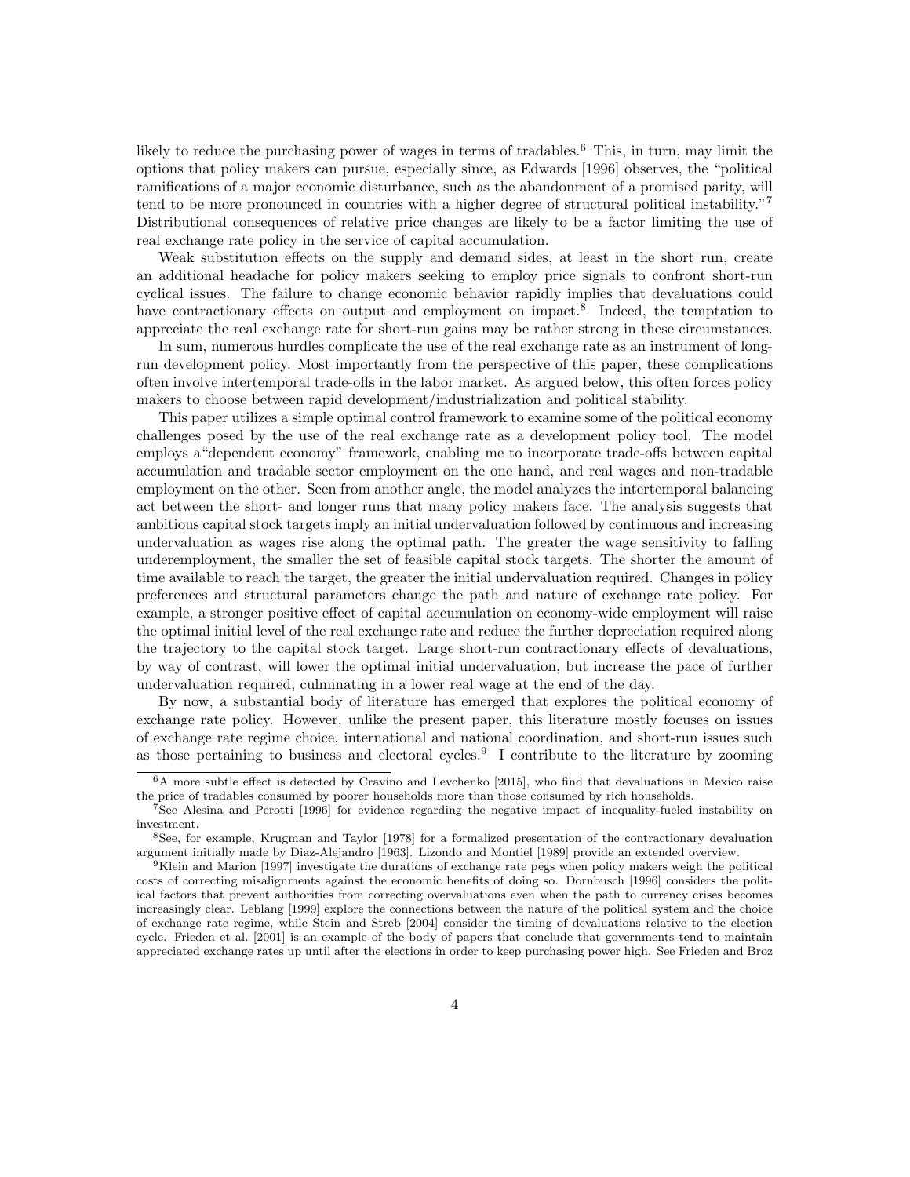likely to reduce the purchasing power of wages in terms of tradables.[6] This, in turn, may limit the options that policy makers can pursue, especially since, as Edwards [1996] observes, the "political ramifications of a major economic disturbance, such as the abandonment of a promised parity, will tend to be more pronounced in countries with a higher degree of structural political instability."[7] Distributional consequences of relative price changes are likely to be a factor limiting the use of real exchange rate policy in the service of capital accumulation.

Weak substitution effects on the supply and demand sides, at least in the short run, create an additional headache for policy makers seeking to employ price signals to confront short-run cyclical issues. The failure to change economic behavior rapidly implies that devaluations could have contractionary effects on output and employment on impact.[8] Indeed, the temptation to appreciate the real exchange rate for short-run gains may be rather strong in these circumstances.

In sum, numerous hurdles complicate the use of the real exchange rate as an instrument of long-run development policy. Most importantly from the perspective of this paper, these complications often involve intertemporal trade-offs in the labor market. As argued below, this often forces policy makers to choose between rapid development/industrialization and political stability.

This paper utilizes a simple optimal control framework to examine some of the political economy challenges posed by the use of the real exchange rate as a development policy tool. The model employs a"dependent economy" framework, enabling me to incorporate trade-offs between capital accumulation and tradable sector employment on the one hand, and real wages and non-tradable employment on the other. Seen from another angle, the model analyzes the intertemporal balancing act between the short- and longer runs that many policy makers face. The analysis suggests that ambitious capital stock targets imply an initial undervaluation followed by continuous and increasing undervaluation as wages rise along the optimal path. The greater the wage sensitivity to falling underemployment, the smaller the set of feasible capital stock targets. The shorter the amount of time available to reach the target, the greater the initial undervaluation required. Changes in policy preferences and structural parameters change the path and nature of exchange rate policy. For example, a stronger positive effect of capital accumulation on economy-wide employment will raise the optimal initial level of the real exchange rate and reduce the further depreciation required along the trajectory to the capital stock target. Large short-run contractionary effects of devaluations, by way of contrast, will lower the optimal initial undervaluation, but increase the pace of further undervaluation required, culminating in a lower real wage at the end of the day.

By now, a substantial body of literature has emerged that explores the political economy of exchange rate policy. However, unlike the present paper, this literature mostly focuses on issues of exchange rate regime choice, international and national coordination, and short-run issues such as those pertaining to business and electoral cycles.[9] I contribute to the literature by zooming

---

[6] A more subtle effect is detected by Cravino and Levchenko [2015], who find that devaluations in Mexico raise the price of tradables consumed by poorer households more than those consumed by rich households.

[7] See Alesina and Perotti [1996] for evidence regarding the negative impact of inequality-fueled instability on investment.

[8] See, for example, Krugman and Taylor [1978] for a formalized presentation of the contractionary devaluation argument initially made by Diaz-Alejandro [1963]. Lizondo and Montiel [1989] provide an extended overview.

[9] Klein and Marion [1997] investigate the durations of exchange rate pegs when policy makers weigh the political costs of correcting misalignments against the economic benefits of doing so. Dornbusch [1996] considers the political factors that prevent authorities from correcting overvaluations even when the path to currency crises becomes increasingly clear. Leblang [1999] explore the connections between the nature of the political system and the choice of exchange rate regime, while Stein and Streb [2004] consider the timing of devaluations relative to the election cycle. Frieden et al. [2001] is an example of the body of papers that conclude that governments tend to maintain appreciated exchange rates up until after the elections in order to keep purchasing power high. See Frieden and Broz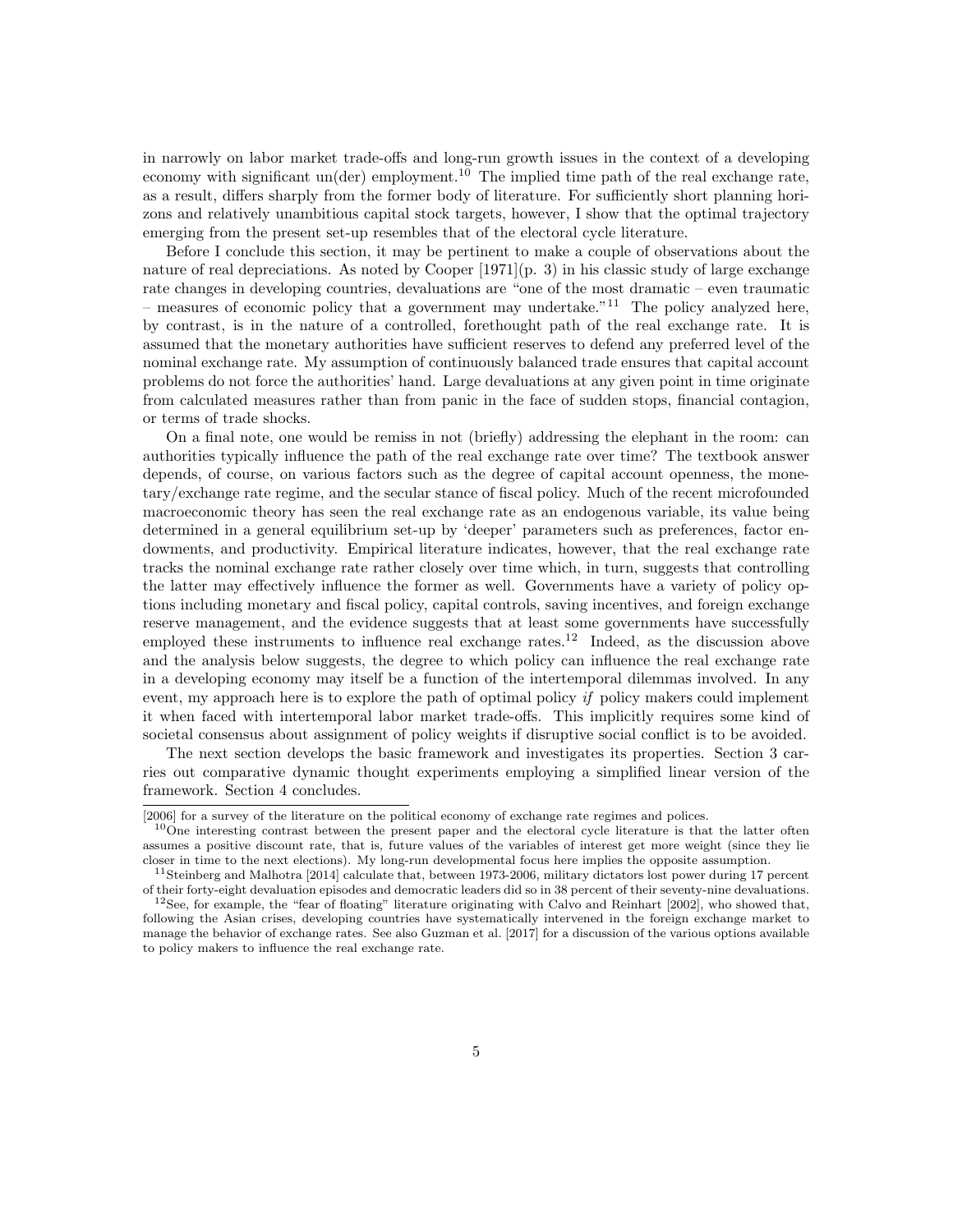in narrowly on labor market trade-offs and long-run growth issues in the context of a developing economy with significant un(der) employment.[10] The implied time path of the real exchange rate, as a result, differs sharply from the former body of literature. For sufficiently short planning horizons and relatively unambitious capital stock targets, however, I show that the optimal trajectory emerging from the present set-up resembles that of the electoral cycle literature.

Before I conclude this section, it may be pertinent to make a couple of observations about the nature of real depreciations. As noted by Cooper [1971](p. 3) in his classic study of large exchange rate changes in developing countries, devaluations are "one of the most dramatic – even traumatic – measures of economic policy that a government may undertake."[11] The policy analyzed here, by contrast, is in the nature of a controlled, forethought path of the real exchange rate. It is assumed that the monetary authorities have sufficient reserves to defend any preferred level of the nominal exchange rate. My assumption of continuously balanced trade ensures that capital account problems do not force the authorities' hand. Large devaluations at any given point in time originate from calculated measures rather than from panic in the face of sudden stops, financial contagion, or terms of trade shocks.

On a final note, one would be remiss in not (briefly) addressing the elephant in the room: can authorities typically influence the path of the real exchange rate over time? The textbook answer depends, of course, on various factors such as the degree of capital account openness, the monetary/exchange rate regime, and the secular stance of fiscal policy. Much of the recent microfounded macroeconomic theory has seen the real exchange rate as an endogenous variable, its value being determined in a general equilibrium set-up by 'deeper' parameters such as preferences, factor endowments, and productivity. Empirical literature indicates, however, that the real exchange rate tracks the nominal exchange rate rather closely over time which, in turn, suggests that controlling the latter may effectively influence the former as well. Governments have a variety of policy options including monetary and fiscal policy, capital controls, saving incentives, and foreign exchange reserve management, and the evidence suggests that at least some governments have successfully employed these instruments to influence real exchange rates.[12] Indeed, as the discussion above and the analysis below suggests, the degree to which policy can influence the real exchange rate in a developing economy may itself be a function of the intertemporal dilemmas involved. In any event, my approach here is to explore the path of optimal policy *if* policy makers could implement it when faced with intertemporal labor market trade-offs. This implicitly requires some kind of societal consensus about assignment of policy weights if disruptive social conflict is to be avoided.

The next section develops the basic framework and investigates its properties. Section 3 carries out comparative dynamic thought experiments employing a simplified linear version of the framework. Section 4 concludes.

---

[2006] for a survey of the literature on the political economy of exchange rate regimes and polices.

[10] One interesting contrast between the present paper and the electoral cycle literature is that the latter often assumes a positive discount rate, that is, future values of the variables of interest get more weight (since they lie closer in time to the next elections). My long-run developmental focus here implies the opposite assumption.

[11] Steinberg and Malhotra [2014] calculate that, between 1973-2006, military dictators lost power during 17 percent of their forty-eight devaluation episodes and democratic leaders did so in 38 percent of their seventy-nine devaluations.

[12] See, for example, the "fear of floating" literature originating with Calvo and Reinhart [2002], who showed that, following the Asian crises, developing countries have systematically intervened in the foreign exchange market to manage the behavior of exchange rates. See also Guzman et al. [2017] for a discussion of the various options available to policy makers to influence the real exchange rate.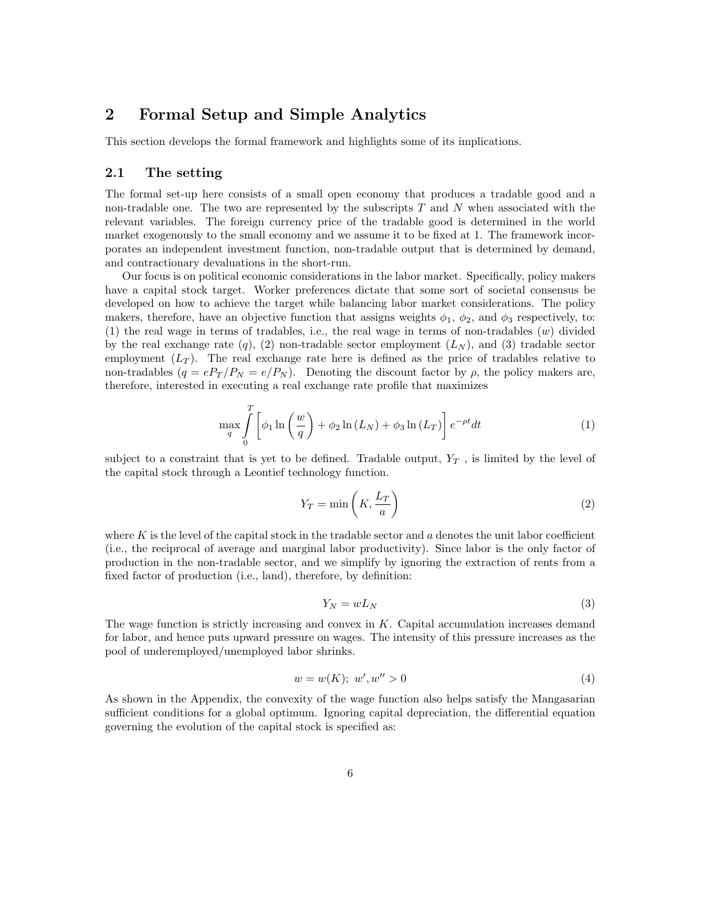## 2 Formal Setup and Simple Analytics

This section develops the formal framework and highlights some of its implications.

### 2.1 The setting

The formal set-up here consists of a small open economy that produces a tradable good and a non-tradable one. The two are represented by the subscripts $T$ and $N$ when associated with the relevant variables. The foreign currency price of the tradable good is determined in the world market exogenously to the small economy and we assume it to be fixed at 1. The framework incorporates an independent investment function, non-tradable output that is determined by demand, and contractionary devaluations in the short-run.

Our focus is on political economic considerations in the labor market. Specifically, policy makers have a capital stock target. Worker preferences dictate that some sort of societal consensus be developed on how to achieve the target while balancing labor market considerations. The policy makers, therefore, have an objective function that assigns weights $\phi_1$, $\phi_2$, and $\phi_3$ respectively, to: (1) the real wage in terms of tradables, i.e., the real wage in terms of non-tradables ($w$) divided by the real exchange rate ($q$), (2) non-tradable sector employment ($L_N$), and (3) tradable sector employment ($L_T$). The real exchange rate here is defined as the price of tradables relative to non-tradables ($q = eP_T/P_N = e/P_N$). Denoting the discount factor by $\rho$, the policy makers are, therefore, interested in executing a real exchange rate profile that maximizes

$$\max_{q} \int_{0}^{T} \left[ \phi_1 \ln\left(\frac{w}{q}\right) + \phi_2 \ln\left(L_N\right) + \phi_3 \ln\left(L_T\right) \right] e^{-\rho t} dt \tag{1}$$

subject to a constraint that is yet to be defined. Tradable output, $Y_T$ , is limited by the level of the capital stock through a Leontief technology function.

$$Y_T = \min\left(K, \frac{L_T}{a}\right) \tag{2}$$

where $K$ is the level of the capital stock in the tradable sector and $a$ denotes the unit labor coefficient (i.e., the reciprocal of average and marginal labor productivity). Since labor is the only factor of production in the non-tradable sector, and we simplify by ignoring the extraction of rents from a fixed factor of production (i.e., land), therefore, by definition:

$$Y_N = wL_N \tag{3}$$

The wage function is strictly increasing and convex in $K$. Capital accumulation increases demand for labor, and hence puts upward pressure on wages. The intensity of this pressure increases as the pool of underemployed/unemployed labor shrinks.

$$w = w(K);\ w', w'' > 0 \tag{4}$$

As shown in the Appendix, the convexity of the wage function also helps satisfy the Mangasarian sufficient conditions for a global optimum. Ignoring capital depreciation, the differential equation governing the evolution of the capital stock is specified as: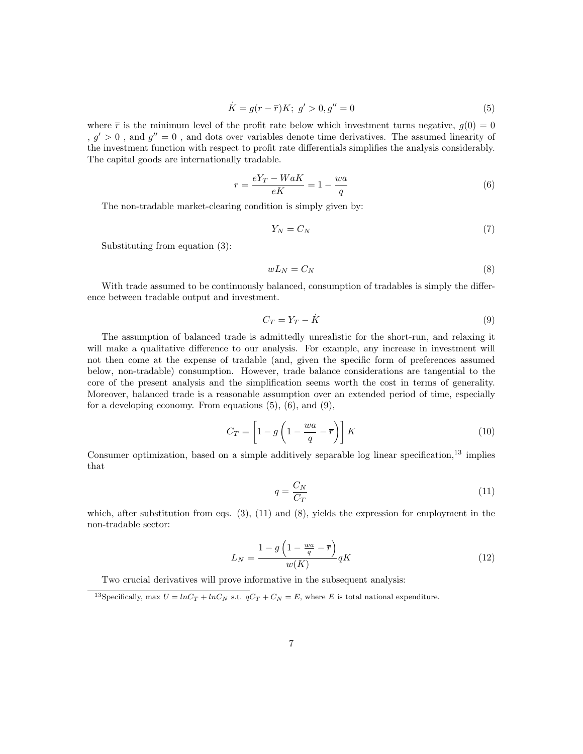$$\dot{K} = g(r - \overline{r})K;\ g' > 0, g'' = 0 \tag{5}$$

where $\overline{r}$ is the minimum level of the profit rate below which investment turns negative, $g(0) = 0$ , $g' > 0$ , and $g'' = 0$ , and dots over variables denote time derivatives. The assumed linearity of the investment function with respect to profit rate differentials simplifies the analysis considerably. The capital goods are internationally tradable.

$$r = \frac{eY_T - WaK}{eK} = 1 - \frac{wa}{q} \tag{6}$$

The non-tradable market-clearing condition is simply given by:

$$Y_N = C_N \tag{7}$$

Substituting from equation (3):

$$wL_N = C_N \tag{8}$$

With trade assumed to be continuously balanced, consumption of tradables is simply the difference between tradable output and investment.

$$C_T = Y_T - \dot{K} \tag{9}$$

The assumption of balanced trade is admittedly unrealistic for the short-run, and relaxing it will make a qualitative difference to our analysis. For example, any increase in investment will not then come at the expense of tradable (and, given the specific form of preferences assumed below, non-tradable) consumption. However, trade balance considerations are tangential to the core of the present analysis and the simplification seems worth the cost in terms of generality. Moreover, balanced trade is a reasonable assumption over an extended period of time, especially for a developing economy. From equations (5), (6), and (9),

$$C_T = \left[1 - g\left(1 - \frac{wa}{q} - \overline{r}\right)\right]K \tag{10}$$

Consumer optimization, based on a simple additively separable log linear specification,[13] implies that

$$q = \frac{C_N}{C_T} \tag{11}$$

which, after substitution from eqs. (3), (11) and (8), yields the expression for employment in the non-tradable sector:

$$L_N = \frac{1 - g\left(1 - \frac{wa}{q} - \overline{r}\right)}{w(K)}qK \tag{12}$$

Two crucial derivatives will prove informative in the subsequent analysis:

[13]Specifically, max $U = lnC_T + lnC_N$ s.t. $qC_T + C_N = E$, where $E$ is total national expenditure.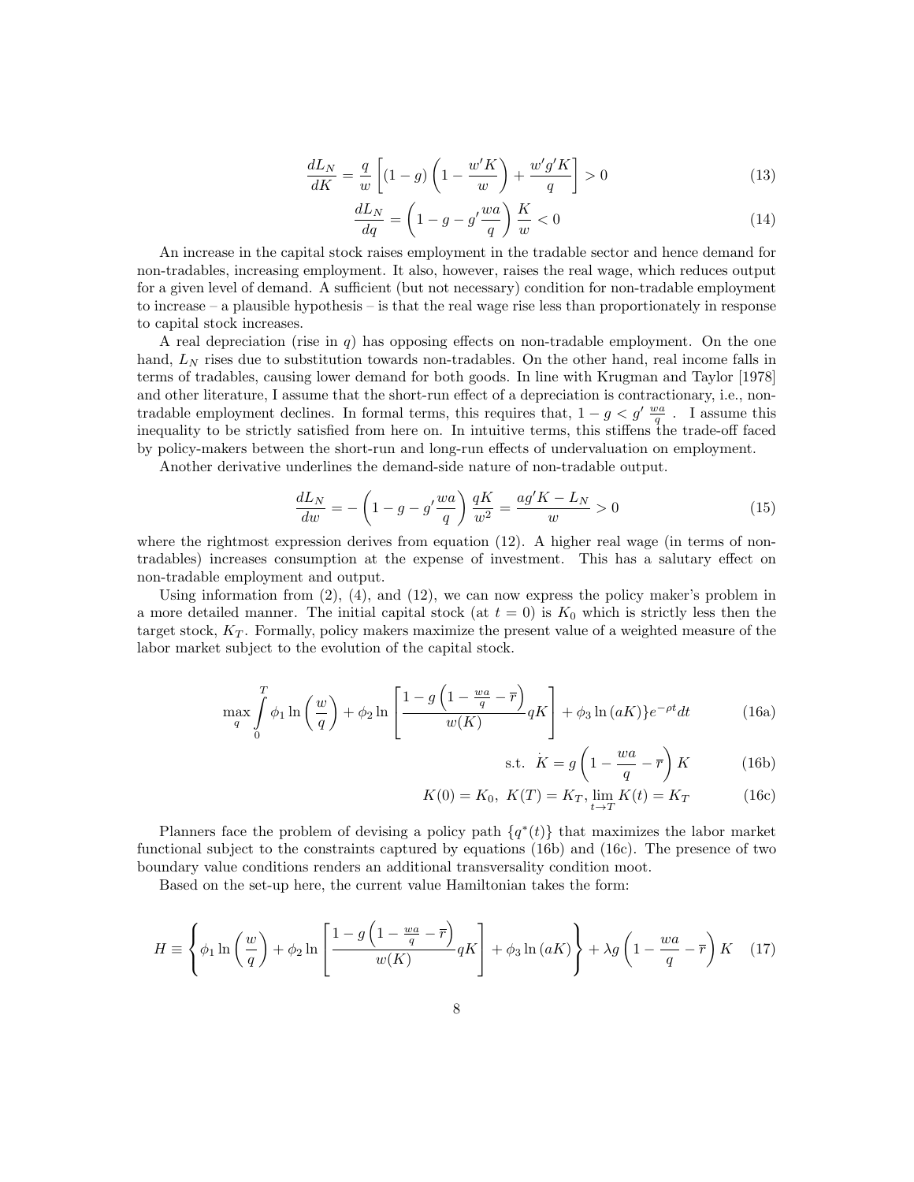$$\frac{dL_N}{dK} = \frac{q}{w}\left[(1-g)\left(1-\frac{w'K}{w}\right) + \frac{w'g'K}{q}\right] > 0 \tag{13}$$

$$\frac{dL_N}{dq} = \left(1-g-g'\frac{wa}{q}\right)\frac{K}{w} < 0 \tag{14}$$

An increase in the capital stock raises employment in the tradable sector and hence demand for non-tradables, increasing employment. It also, however, raises the real wage, which reduces output for a given level of demand. A sufficient (but not necessary) condition for non-tradable employment to increase – a plausible hypothesis – is that the real wage rise less than proportionately in response to capital stock increases.

A real depreciation (rise in $q$) has opposing effects on non-tradable employment. On the one hand, $L_N$ rises due to substitution towards non-tradables. On the other hand, real income falls in terms of tradables, causing lower demand for both goods. In line with Krugman and Taylor [1978] and other literature, I assume that the short-run effect of a depreciation is contractionary, i.e., non-tradable employment declines. In formal terms, this requires that, $1 - g < g' \ \frac{wa}{q}$ . I assume this inequality to be strictly satisfied from here on. In intuitive terms, this stiffens the trade-off faced by policy-makers between the short-run and long-run effects of undervaluation on employment.

Another derivative underlines the demand-side nature of non-tradable output.

$$\frac{dL_N}{dw} = -\left(1-g-g'\frac{wa}{q}\right)\frac{qK}{w^2} = \frac{ag'K - L_N}{w} > 0 \tag{15}$$

where the rightmost expression derives from equation (12). A higher real wage (in terms of non-tradables) increases consumption at the expense of investment. This has a salutary effect on non-tradable employment and output.

Using information from (2), (4), and (12), we can now express the policy maker's problem in a more detailed manner. The initial capital stock (at $t = 0$) is $K_0$ which is strictly less then the target stock, $K_T$. Formally, policy makers maximize the present value of a weighted measure of the labor market subject to the evolution of the capital stock.

$$\max_q \int_0^T \phi_1 \ln\left(\frac{w}{q}\right) + \phi_2 \ln\left[\frac{1-g\left(1-\frac{wa}{q}-\overline{r}\right)}{w(K)}qK\right] + \phi_3 \ln(aK)\}e^{-\rho t}dt \tag{16a}$$

$$\text{s.t.} \quad \dot{K} = g\left(1-\frac{wa}{q}-\overline{r}\right)K \tag{16b}$$

$$K(0) = K_0, \ K(T) = K_T, \lim_{t \to T} K(t) = K_T \tag{16c}$$

Planners face the problem of devising a policy path $\{q^*(t)\}$ that maximizes the labor market functional subject to the constraints captured by equations (16b) and (16c). The presence of two boundary value conditions renders an additional transversality condition moot.

Based on the set-up here, the current value Hamiltonian takes the form:

$$H \equiv \left\{\phi_1 \ln\left(\frac{w}{q}\right) + \phi_2 \ln\left[\frac{1-g\left(1-\frac{wa}{q}-\overline{r}\right)}{w(K)}qK\right] + \phi_3 \ln(aK)\right\} + \lambda g\left(1-\frac{wa}{q}-\overline{r}\right)K \tag{17}$$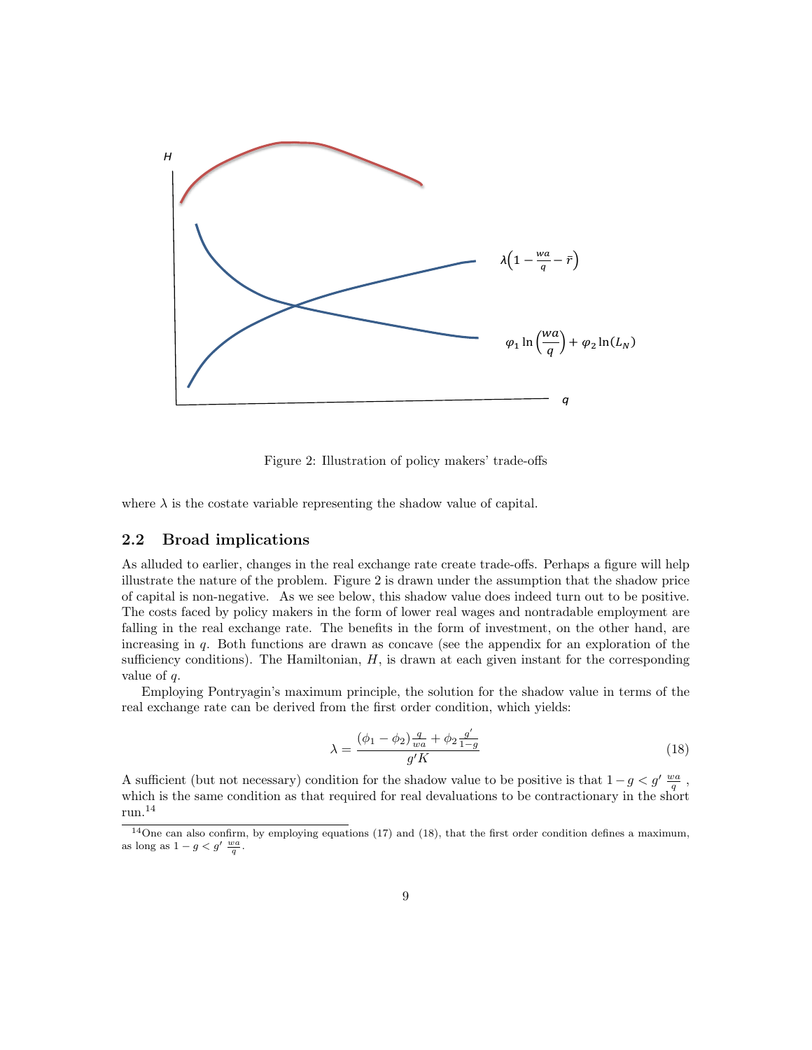Figure 2: Illustration of policy makers' trade-offs

where $\lambda$ is the costate variable representing the shadow value of capital.

## 2.2 Broad implications

As alluded to earlier, changes in the real exchange rate create trade-offs. Perhaps a figure will help illustrate the nature of the problem. Figure 2 is drawn under the assumption that the shadow price of capital is non-negative. As we see below, this shadow value does indeed turn out to be positive. The costs faced by policy makers in the form of lower real wages and nontradable employment are falling in the real exchange rate. The benefits in the form of investment, on the other hand, are increasing in $q$. Both functions are drawn as concave (see the appendix for an exploration of the sufficiency conditions). The Hamiltonian, $H$, is drawn at each given instant for the corresponding value of $q$.

Employing Pontryagin's maximum principle, the solution for the shadow value in terms of the real exchange rate can be derived from the first order condition, which yields:

$$\lambda = \frac{(\phi_1 - \phi_2)\frac{q}{wa} + \phi_2 \frac{g'}{1-g}}{g'K} \tag{18}$$

A sufficient (but not necessary) condition for the shadow value to be positive is that $1 - g < g' \ \frac{wa}{q}$ , which is the same condition as that required for real devaluations to be contractionary in the short run.[14]

[14] One can also confirm, by employing equations (17) and (18), that the first order condition defines a maximum, as long as $1 - g < g' \ \frac{wa}{q}$.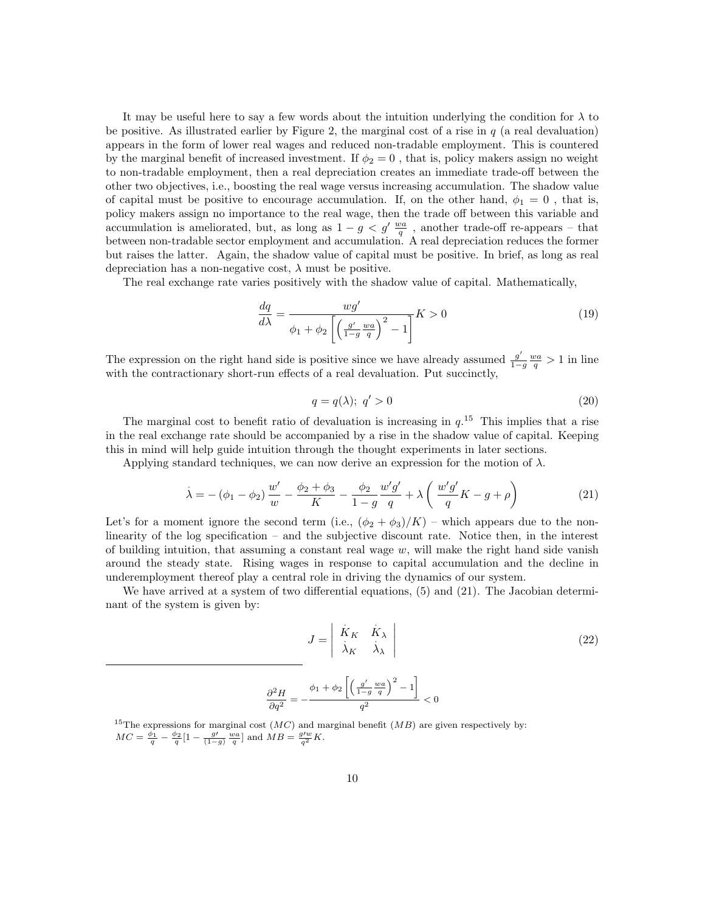It may be useful here to say a few words about the intuition underlying the condition for $\lambda$ to be positive. As illustrated earlier by Figure 2, the marginal cost of a rise in $q$ (a real devaluation) appears in the form of lower real wages and reduced non-tradable employment. This is countered by the marginal benefit of increased investment. If $\phi_2 = 0$ , that is, policy makers assign no weight to non-tradable employment, then a real depreciation creates an immediate trade-off between the other two objectives, i.e., boosting the real wage versus increasing accumulation. The shadow value of capital must be positive to encourage accumulation. If, on the other hand, $\phi_1 = 0$ , that is, policy makers assign no importance to the real wage, then the trade off between this variable and accumulation is ameliorated, but, as long as $1 - g < g' \frac{wa}{q}$ , another trade-off re-appears – that between non-tradable sector employment and accumulation. A real depreciation reduces the former but raises the latter. Again, the shadow value of capital must be positive. In brief, as long as real depreciation has a non-negative cost, $\lambda$ must be positive.

The real exchange rate varies positively with the shadow value of capital. Mathematically,

$$\frac{dq}{d\lambda} = \frac{wg'}{\phi_1 + \phi_2 \left[ \left( \frac{g'}{1-g} \frac{wa}{q} \right)^2 - 1 \right]} K > 0 \tag{19}$$

The expression on the right hand side is positive since we have already assumed $\frac{g'}{1-g} \frac{wa}{q} > 1$ in line with the contractionary short-run effects of a real devaluation. Put succinctly,

$$q = q(\lambda); \; q' > 0 \tag{20}$$

The marginal cost to benefit ratio of devaluation is increasing in $q$.[15] This implies that a rise in the real exchange rate should be accompanied by a rise in the shadow value of capital. Keeping this in mind will help guide intuition through the thought experiments in later sections.

Applying standard techniques, we can now derive an expression for the motion of $\lambda$.

$$\dot{\lambda} = -(\phi_1 - \phi_2) \frac{w'}{w} - \frac{\phi_2 + \phi_3}{K} - \frac{\phi_2}{1-g} \frac{w'g'}{q} + \lambda \left( \frac{w'g'}{q} K - g + \rho \right) \tag{21}$$

Let's for a moment ignore the second term (i.e., $(\phi_2 + \phi_3)/K$) – which appears due to the non-linearity of the log specification – and the subjective discount rate. Notice then, in the interest of building intuition, that assuming a constant real wage $w$, will make the right hand side vanish around the steady state. Rising wages in response to capital accumulation and the decline in underemployment thereof play a central role in driving the dynamics of our system.

We have arrived at a system of two differential equations, (5) and (21). The Jacobian determinant of the system is given by:

$$J = \begin{vmatrix} \dot{K}_K & \dot{K}_\lambda \\ \dot{\lambda}_K & \dot{\lambda}_\lambda \end{vmatrix} \tag{22}$$

---

$$\frac{\partial^2 H}{\partial q^2} = -\frac{\phi_1 + \phi_2 \left[ \left( \frac{g'}{1-g} \frac{wa}{q} \right)^2 - 1 \right]}{q^2} < 0$$

[15] The expressions for marginal cost ($MC$) and marginal benefit ($MB$) are given respectively by: $MC = \frac{\phi_1}{q} - \frac{\phi_2}{q} [1 - \frac{g'}{(1-g)} \frac{wa}{q}]$ and $MB = \frac{g'w}{q^2} K$.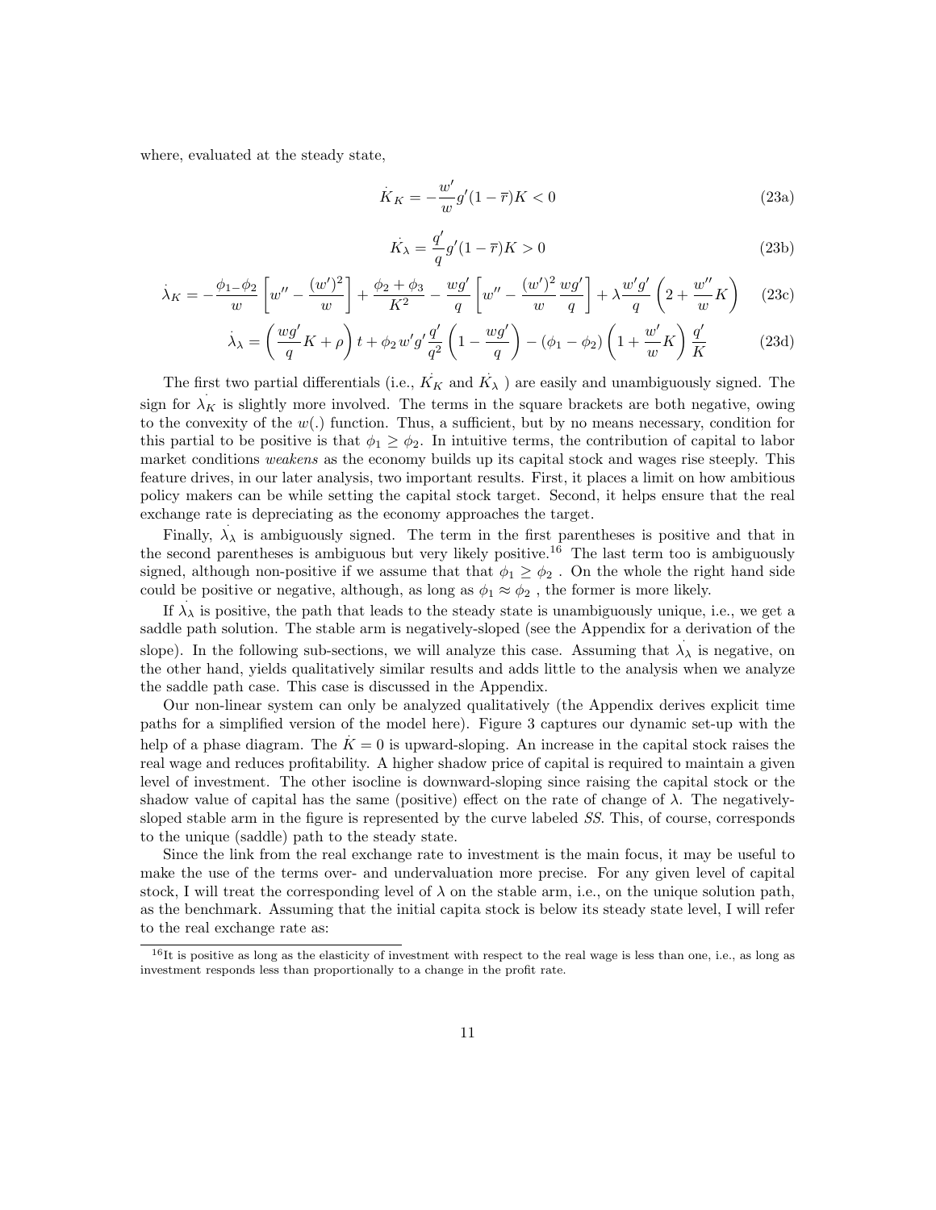where, evaluated at the steady state,

$$\dot{K}_K = -\frac{w'}{w} g'(1-\overline{r})K < 0 \tag{23a}$$

$$\dot{K}_\lambda = \frac{q'}{q} g'(1-\overline{r})K > 0 \tag{23b}$$

$$\dot{\lambda}_K = -\frac{\phi_1 - \phi_2}{w}\left[w'' - \frac{(w')^2}{w}\right] + \frac{\phi_2+\phi_3}{K^2} - \frac{wg'}{q}\left[w'' - \frac{(w')^2}{w}\frac{wg'}{q}\right] + \lambda\frac{w'g'}{q}\left(2 + \frac{w''}{w}K\right) \tag{23c}$$

$$\dot{\lambda}_\lambda = \left(\frac{wg'}{q}K + \rho\right)t + \phi_2 w' g' \frac{q'}{q^2}\left(1 - \frac{wg'}{q}\right) - (\phi_1 - \phi_2)\left(1 + \frac{w'}{w}K\right)\frac{q'}{K} \tag{23d}$$

The first two partial differentials (i.e., $\dot{K}_K$ and $\dot{K}_\lambda$ ) are easily and unambiguously signed. The sign for $\dot{\lambda}_K$ is slightly more involved. The terms in the square brackets are both negative, owing to the convexity of the $w(.)$ function. Thus, a sufficient, but by no means necessary, condition for this partial to be positive is that $\phi_1 \geq \phi_2$. In intuitive terms, the contribution of capital to labor market conditions *weakens* as the economy builds up its capital stock and wages rise steeply. This feature drives, in our later analysis, two important results. First, it places a limit on how ambitious policy makers can be while setting the capital stock target. Second, it helps ensure that the real exchange rate is depreciating as the economy approaches the target.

Finally, $\dot{\lambda}_\lambda$ is ambiguously signed. The term in the first parentheses is positive and that in the second parentheses is ambiguous but very likely positive.[16] The last term too is ambiguously signed, although non-positive if we assume that that $\phi_1 \geq \phi_2$ . On the whole the right hand side could be positive or negative, although, as long as $\phi_1 \approx \phi_2$ , the former is more likely.

If $\dot{\lambda}_\lambda$ is positive, the path that leads to the steady state is unambiguously unique, i.e., we get a saddle path solution. The stable arm is negatively-sloped (see the Appendix for a derivation of the slope). In the following sub-sections, we will analyze this case. Assuming that $\dot{\lambda}_\lambda$ is negative, on the other hand, yields qualitatively similar results and adds little to the analysis when we analyze the saddle path case. This case is discussed in the Appendix.

Our non-linear system can only be analyzed qualitatively (the Appendix derives explicit time paths for a simplified version of the model here). Figure 3 captures our dynamic set-up with the help of a phase diagram. The $\dot{K} = 0$ is upward-sloping. An increase in the capital stock raises the real wage and reduces profitability. A higher shadow price of capital is required to maintain a given level of investment. The other isocline is downward-sloping since raising the capital stock or the shadow value of capital has the same (positive) effect on the rate of change of $\lambda$. The negatively-sloped stable arm in the figure is represented by the curve labeled *SS*. This, of course, corresponds to the unique (saddle) path to the steady state.

Since the link from the real exchange rate to investment is the main focus, it may be useful to make the use of the terms over- and undervaluation more precise. For any given level of capital stock, I will treat the corresponding level of $\lambda$ on the stable arm, i.e., on the unique solution path, as the benchmark. Assuming that the initial capita stock is below its steady state level, I will refer to the real exchange rate as:

[16] It is positive as long as the elasticity of investment with respect to the real wage is less than one, i.e., as long as investment responds less than proportionally to a change in the profit rate.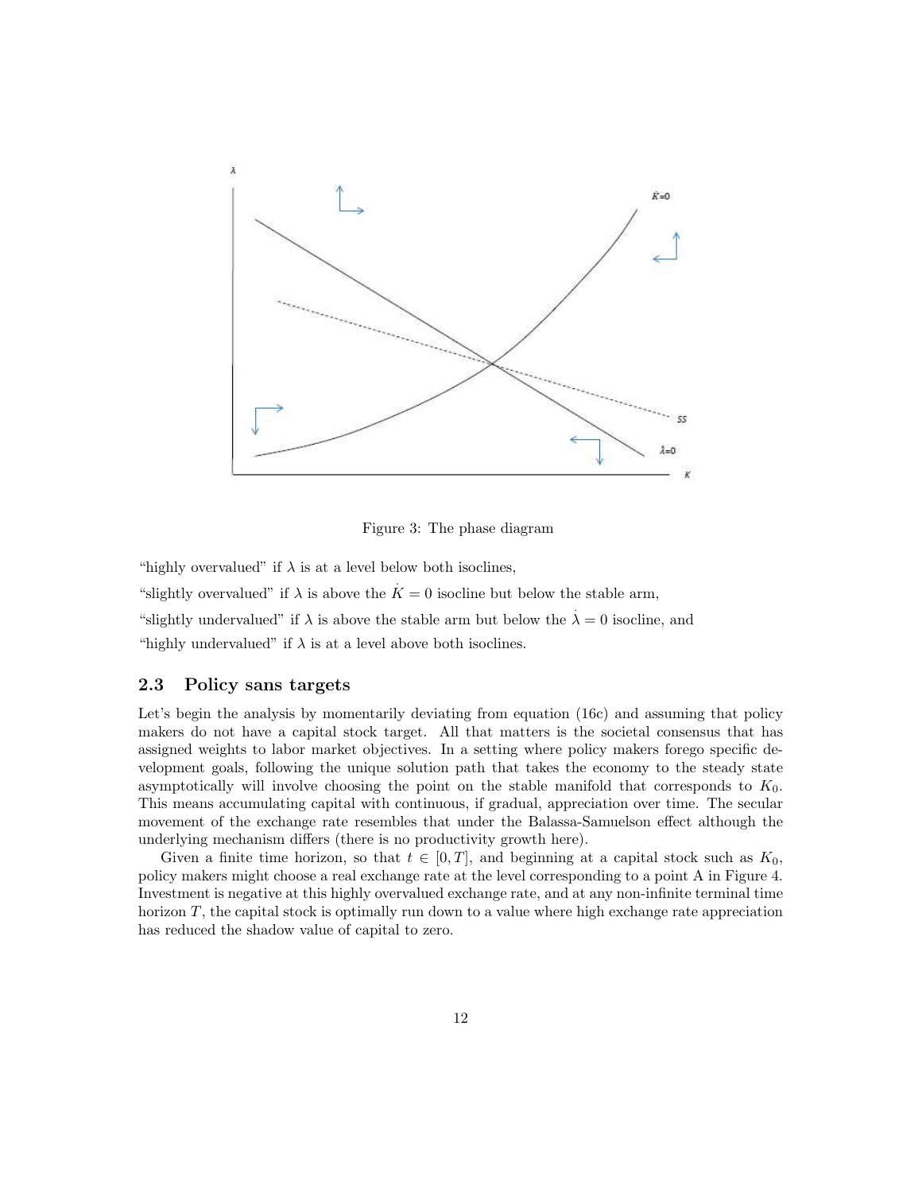Figure 3: The phase diagram

"highly overvalued" if $\lambda$ is at a level below both isoclines,

"slightly overvalued" if $\lambda$ is above the $\dot{K} = 0$ isocline but below the stable arm,

"slightly undervalued" if $\lambda$ is above the stable arm but below the $\dot{\lambda} = 0$ isocline, and

"highly undervalued" if $\lambda$ is at a level above both isoclines.

### 2.3 Policy sans targets

Let's begin the analysis by momentarily deviating from equation (16c) and assuming that policy makers do not have a capital stock target. All that matters is the societal consensus that has assigned weights to labor market objectives. In a setting where policy makers forego specific development goals, following the unique solution path that takes the economy to the steady state asymptotically will involve choosing the point on the stable manifold that corresponds to $K_0$. This means accumulating capital with continuous, if gradual, appreciation over time. The secular movement of the exchange rate resembles that under the Balassa-Samuelson effect although the underlying mechanism differs (there is no productivity growth here).

Given a finite time horizon, so that $t \in [0, T]$, and beginning at a capital stock such as $K_0$, policy makers might choose a real exchange rate at the level corresponding to a point A in Figure 4. Investment is negative at this highly overvalued exchange rate, and at any non-infinite terminal time horizon $T$, the capital stock is optimally run down to a value where high exchange rate appreciation has reduced the shadow value of capital to zero.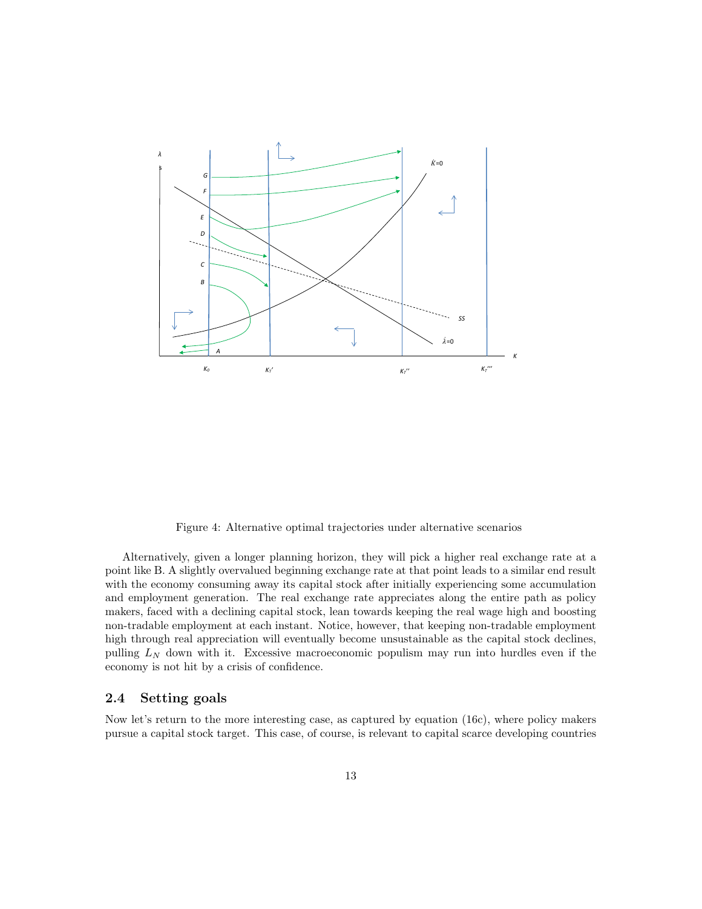Figure 4: Alternative optimal trajectories under alternative scenarios

Alternatively, given a longer planning horizon, they will pick a higher real exchange rate at a point like B. A slightly overvalued beginning exchange rate at that point leads to a similar end result with the economy consuming away its capital stock after initially experiencing some accumulation and employment generation. The real exchange rate appreciates along the entire path as policy makers, faced with a declining capital stock, lean towards keeping the real wage high and boosting non-tradable employment at each instant. Notice, however, that keeping non-tradable employment high through real appreciation will eventually become unsustainable as the capital stock declines, pulling $L_N$ down with it. Excessive macroeconomic populism may run into hurdles even if the economy is not hit by a crisis of confidence.

## 2.4 Setting goals

Now let's return to the more interesting case, as captured by equation (16c), where policy makers pursue a capital stock target. This case, of course, is relevant to capital scarce developing countries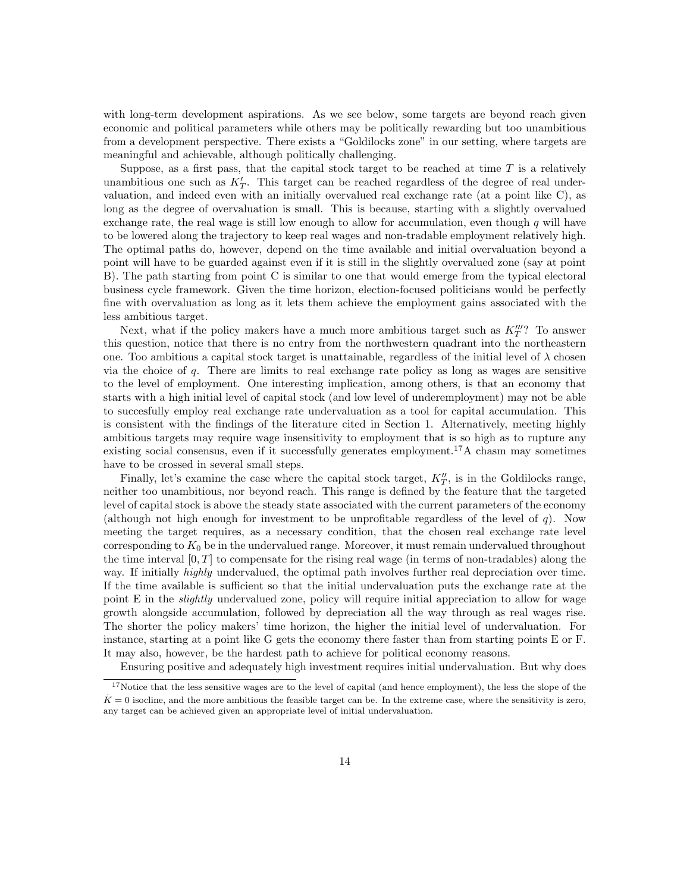with long-term development aspirations. As we see below, some targets are beyond reach given economic and political parameters while others may be politically rewarding but too unambitious from a development perspective. There exists a "Goldilocks zone" in our setting, where targets are meaningful and achievable, although politically challenging.

Suppose, as a first pass, that the capital stock target to be reached at time $T$ is a relatively unambitious one such as $K_T'$. This target can be reached regardless of the degree of real undervaluation, and indeed even with an initially overvalued real exchange rate (at a point like C), as long as the degree of overvaluation is small. This is because, starting with a slightly overvalued exchange rate, the real wage is still low enough to allow for accumulation, even though $q$ will have to be lowered along the trajectory to keep real wages and non-tradable employment relatively high. The optimal paths do, however, depend on the time available and initial overvaluation beyond a point will have to be guarded against even if it is still in the slightly overvalued zone (say at point B). The path starting from point C is similar to one that would emerge from the typical electoral business cycle framework. Given the time horizon, election-focused politicians would be perfectly fine with overvaluation as long as it lets them achieve the employment gains associated with the less ambitious target.

Next, what if the policy makers have a much more ambitious target such as $K_T'''$? To answer this question, notice that there is no entry from the northwestern quadrant into the northeastern one. Too ambitious a capital stock target is unattainable, regardless of the initial level of $\lambda$ chosen via the choice of $q$. There are limits to real exchange rate policy as long as wages are sensitive to the level of employment. One interesting implication, among others, is that an economy that starts with a high initial level of capital stock (and low level of underemployment) may not be able to succesfully employ real exchange rate undervaluation as a tool for capital accumulation. This is consistent with the findings of the literature cited in Section 1. Alternatively, meeting highly ambitious targets may require wage insensitivity to employment that is so high as to rupture any existing social consensus, even if it successfully generates employment.[17] A chasm may sometimes have to be crossed in several small steps.

Finally, let's examine the case where the capital stock target, $K_T''$, is in the Goldilocks range, neither too unambitious, nor beyond reach. This range is defined by the feature that the targeted level of capital stock is above the steady state associated with the current parameters of the economy (although not high enough for investment to be unprofitable regardless of the level of $q$). Now meeting the target requires, as a necessary condition, that the chosen real exchange rate level corresponding to $K_0$ be in the undervalued range. Moreover, it must remain undervalued throughout the time interval $[0, T]$ to compensate for the rising real wage (in terms of non-tradables) along the way. If initially *highly* undervalued, the optimal path involves further real depreciation over time. If the time available is sufficient so that the initial undervaluation puts the exchange rate at the point E in the *slightly* undervalued zone, policy will require initial appreciation to allow for wage growth alongside accumulation, followed by depreciation all the way through as real wages rise. The shorter the policy makers' time horizon, the higher the initial level of undervaluation. For instance, starting at a point like G gets the economy there faster than from starting points E or F. It may also, however, be the hardest path to achieve for political economy reasons.

Ensuring positive and adequately high investment requires initial undervaluation. But why does

[17] Notice that the less sensitive wages are to the level of capital (and hence employment), the less the slope of the $\dot{K} = 0$ isocline, and the more ambitious the feasible target can be. In the extreme case, where the sensitivity is zero, any target can be achieved given an appropriate level of initial undervaluation.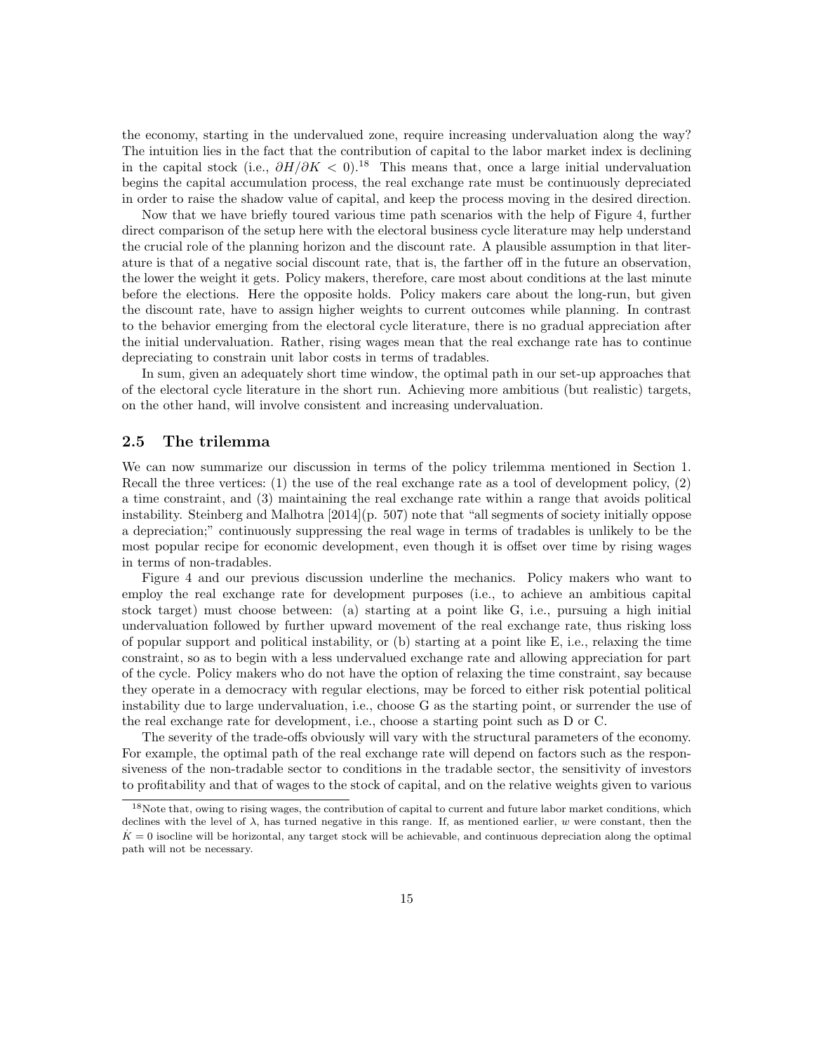the economy, starting in the undervalued zone, require increasing undervaluation along the way? The intuition lies in the fact that the contribution of capital to the labor market index is declining in the capital stock (i.e., $\partial H/\partial K < 0$).[18] This means that, once a large initial undervaluation begins the capital accumulation process, the real exchange rate must be continuously depreciated in order to raise the shadow value of capital, and keep the process moving in the desired direction.

Now that we have briefly toured various time path scenarios with the help of Figure 4, further direct comparison of the setup here with the electoral business cycle literature may help understand the crucial role of the planning horizon and the discount rate. A plausible assumption in that literature is that of a negative social discount rate, that is, the farther off in the future an observation, the lower the weight it gets. Policy makers, therefore, care most about conditions at the last minute before the elections. Here the opposite holds. Policy makers care about the long-run, but given the discount rate, have to assign higher weights to current outcomes while planning. In contrast to the behavior emerging from the electoral cycle literature, there is no gradual appreciation after the initial undervaluation. Rather, rising wages mean that the real exchange rate has to continue depreciating to constrain unit labor costs in terms of tradables.

In sum, given an adequately short time window, the optimal path in our set-up approaches that of the electoral cycle literature in the short run. Achieving more ambitious (but realistic) targets, on the other hand, will involve consistent and increasing undervaluation.

## 2.5 The trilemma

We can now summarize our discussion in terms of the policy trilemma mentioned in Section 1. Recall the three vertices: (1) the use of the real exchange rate as a tool of development policy, (2) a time constraint, and (3) maintaining the real exchange rate within a range that avoids political instability. Steinberg and Malhotra [2014](p. 507) note that "all segments of society initially oppose a depreciation;" continuously suppressing the real wage in terms of tradables is unlikely to be the most popular recipe for economic development, even though it is offset over time by rising wages in terms of non-tradables.

Figure 4 and our previous discussion underline the mechanics. Policy makers who want to employ the real exchange rate for development purposes (i.e., to achieve an ambitious capital stock target) must choose between: (a) starting at a point like G, i.e., pursuing a high initial undervaluation followed by further upward movement of the real exchange rate, thus risking loss of popular support and political instability, or (b) starting at a point like E, i.e., relaxing the time constraint, so as to begin with a less undervalued exchange rate and allowing appreciation for part of the cycle. Policy makers who do not have the option of relaxing the time constraint, say because they operate in a democracy with regular elections, may be forced to either risk potential political instability due to large undervaluation, i.e., choose G as the starting point, or surrender the use of the real exchange rate for development, i.e., choose a starting point such as D or C.

The severity of the trade-offs obviously will vary with the structural parameters of the economy. For example, the optimal path of the real exchange rate will depend on factors such as the responsiveness of the non-tradable sector to conditions in the tradable sector, the sensitivity of investors to profitability and that of wages to the stock of capital, and on the relative weights given to various

[18] Note that, owing to rising wages, the contribution of capital to current and future labor market conditions, which declines with the level of $\lambda$, has turned negative in this range. If, as mentioned earlier, $w$ were constant, then the $\dot{K} = 0$ isocline will be horizontal, any target stock will be achievable, and continuous depreciation along the optimal path will not be necessary.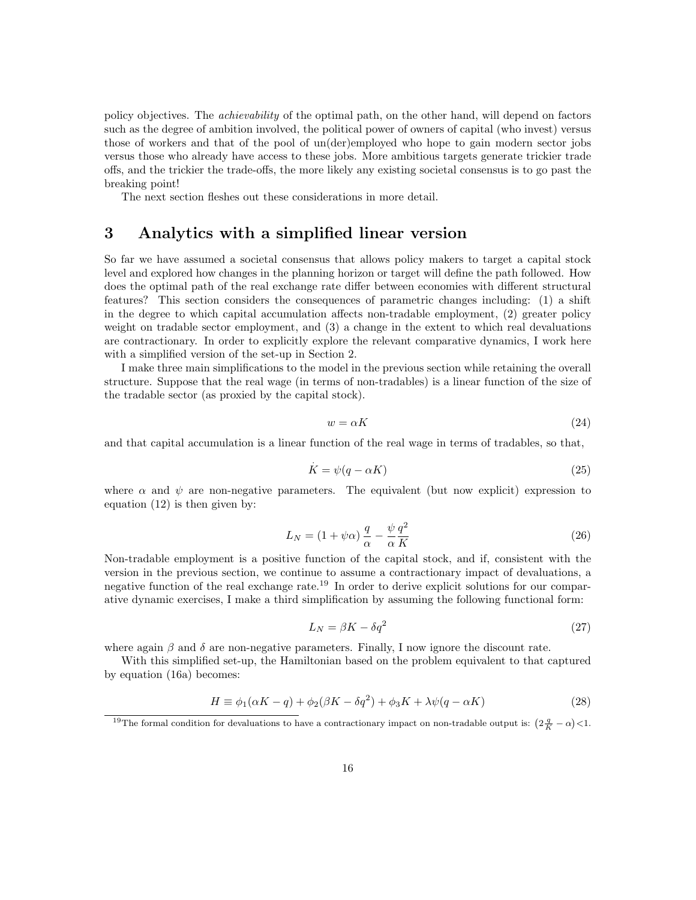policy objectives. The *achievability* of the optimal path, on the other hand, will depend on factors such as the degree of ambition involved, the political power of owners of capital (who invest) versus those of workers and that of the pool of un(der)employed who hope to gain modern sector jobs versus those who already have access to these jobs. More ambitious targets generate trickier trade offs, and the trickier the trade-offs, the more likely any existing societal consensus is to go past the breaking point!

The next section fleshes out these considerations in more detail.

## 3 Analytics with a simplified linear version

So far we have assumed a societal consensus that allows policy makers to target a capital stock level and explored how changes in the planning horizon or target will define the path followed. How does the optimal path of the real exchange rate differ between economies with different structural features? This section considers the consequences of parametric changes including: (1) a shift in the degree to which capital accumulation affects non-tradable employment, (2) greater policy weight on tradable sector employment, and (3) a change in the extent to which real devaluations are contractionary. In order to explicitly explore the relevant comparative dynamics, I work here with a simplified version of the set-up in Section 2.

I make three main simplifications to the model in the previous section while retaining the overall structure. Suppose that the real wage (in terms of non-tradables) is a linear function of the size of the tradable sector (as proxied by the capital stock).

$$w = \alpha K \tag{24}$$

and that capital accumulation is a linear function of the real wage in terms of tradables, so that,

$$\dot{K} = \psi(q - \alpha K) \tag{25}$$

where $\alpha$ and $\psi$ are non-negative parameters. The equivalent (but now explicit) expression to equation (12) is then given by:

$$L_N = (1 + \psi\alpha)\,\frac{q}{\alpha} - \frac{\psi}{\alpha}\frac{q^2}{K} \tag{26}$$

Non-tradable employment is a positive function of the capital stock, and if, consistent with the version in the previous section, we continue to assume a contractionary impact of devaluations, a negative function of the real exchange rate.[19] In order to derive explicit solutions for our comparative dynamic exercises, I make a third simplification by assuming the following functional form:

$$L_N = \beta K - \delta q^2 \tag{27}$$

where again $\beta$ and $\delta$ are non-negative parameters. Finally, I now ignore the discount rate.

With this simplified set-up, the Hamiltonian based on the problem equivalent to that captured by equation (16a) becomes:

$$H \equiv \phi_1(\alpha K - q) + \phi_2(\beta K - \delta q^2) + \phi_3 K + \lambda\psi(q - \alpha K) \tag{28}$$

[19] The formal condition for devaluations to have a contractionary impact on non-tradable output is: $\left(2\frac{q}{K} - \alpha\right) < 1$.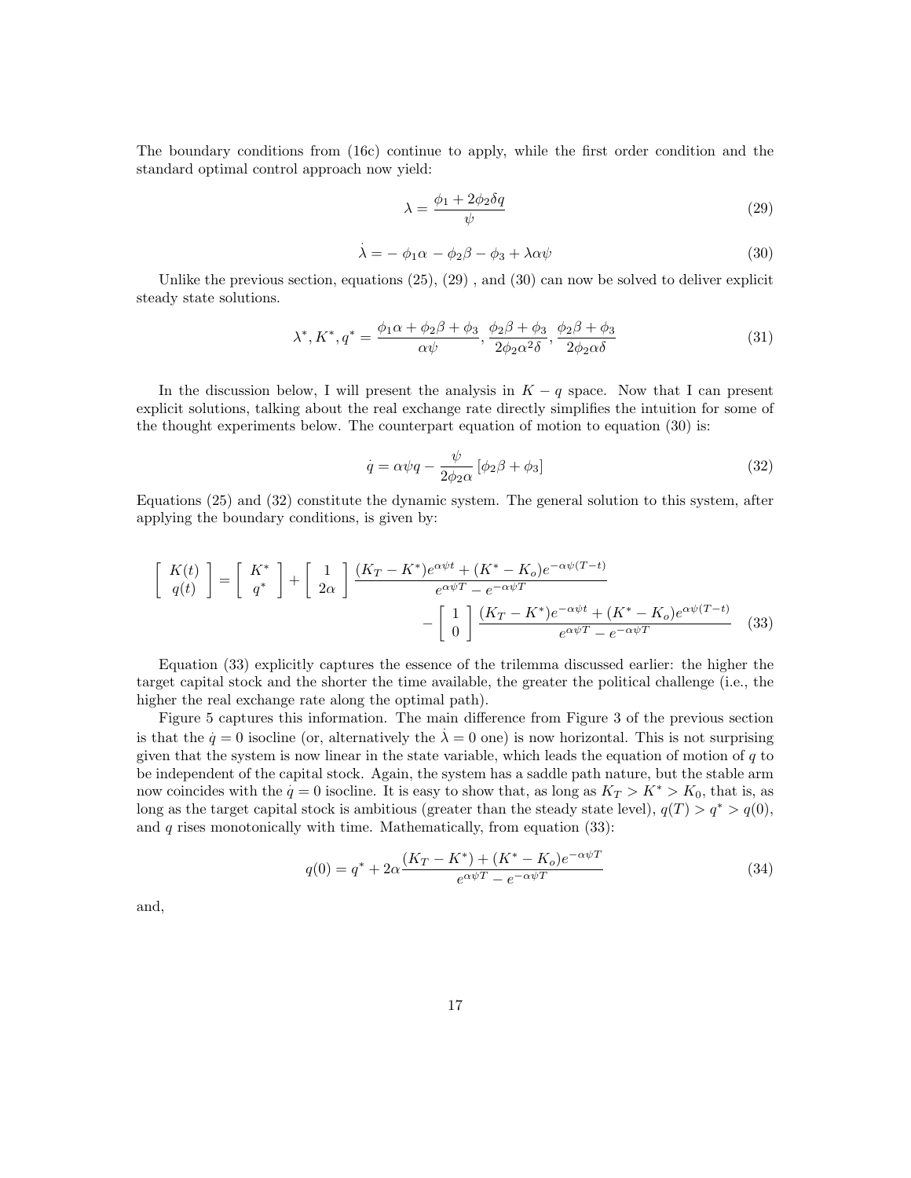The boundary conditions from (16c) continue to apply, while the first order condition and the standard optimal control approach now yield:

$$\lambda = \frac{\phi_1 + 2\phi_2 \delta q}{\psi} \tag{29}$$

$$\dot{\lambda} = -\phi_1 \alpha - \phi_2 \beta - \phi_3 + \lambda \alpha \psi \tag{30}$$

Unlike the previous section, equations (25), (29) , and (30) can now be solved to deliver explicit steady state solutions.

$$\lambda^*, K^*, q^* = \frac{\phi_1 \alpha + \phi_2 \beta + \phi_3}{\alpha \psi}, \frac{\phi_2 \beta + \phi_3}{2\phi_2 \alpha^2 \delta}, \frac{\phi_2 \beta + \phi_3}{2\phi_2 \alpha \delta} \tag{31}$$

In the discussion below, I will present the analysis in $K - q$ space. Now that I can present explicit solutions, talking about the real exchange rate directly simplifies the intuition for some of the thought experiments below. The counterpart equation of motion to equation (30) is:

$$\dot{q} = \alpha \psi q - \frac{\psi}{2\phi_2 \alpha} \left[\phi_2 \beta + \phi_3\right] \tag{32}$$

Equations (25) and (32) constitute the dynamic system. The general solution to this system, after applying the boundary conditions, is given by:

$$\begin{bmatrix} K(t) \\ q(t) \end{bmatrix} = \begin{bmatrix} K^* \\ q^* \end{bmatrix} + \begin{bmatrix} 1 \\ 2\alpha \end{bmatrix} \frac{(K_T - K^*)e^{\alpha\psi t} + (K^* - K_o)e^{-\alpha\psi(T-t)}}{e^{\alpha\psi T} - e^{-\alpha\psi T}} - \begin{bmatrix} 1 \\ 0 \end{bmatrix} \frac{(K_T - K^*)e^{-\alpha\psi t} + (K^* - K_o)e^{\alpha\psi(T-t)}}{e^{\alpha\psi T} - e^{-\alpha\psi T}} \tag{33}$$

Equation (33) explicitly captures the essence of the trilemma discussed earlier: the higher the target capital stock and the shorter the time available, the greater the political challenge (i.e., the higher the real exchange rate along the optimal path).

Figure 5 captures this information. The main difference from Figure 3 of the previous section is that the $\dot{q} = 0$ isocline (or, alternatively the $\dot{\lambda} = 0$ one) is now horizontal. This is not surprising given that the system is now linear in the state variable, which leads the equation of motion of $q$ to be independent of the capital stock. Again, the system has a saddle path nature, but the stable arm now coincides with the $\dot{q} = 0$ isocline. It is easy to show that, as long as $K_T > K^* > K_0$, that is, as long as the target capital stock is ambitious (greater than the steady state level), $q(T) > q^* > q(0)$, and $q$ rises monotonically with time. Mathematically, from equation (33):

$$q(0) = q^* + 2\alpha \frac{(K_T - K^*) + (K^* - K_o)e^{-\alpha\psi T}}{e^{\alpha\psi T} - e^{-\alpha\psi T}} \tag{34}$$

and,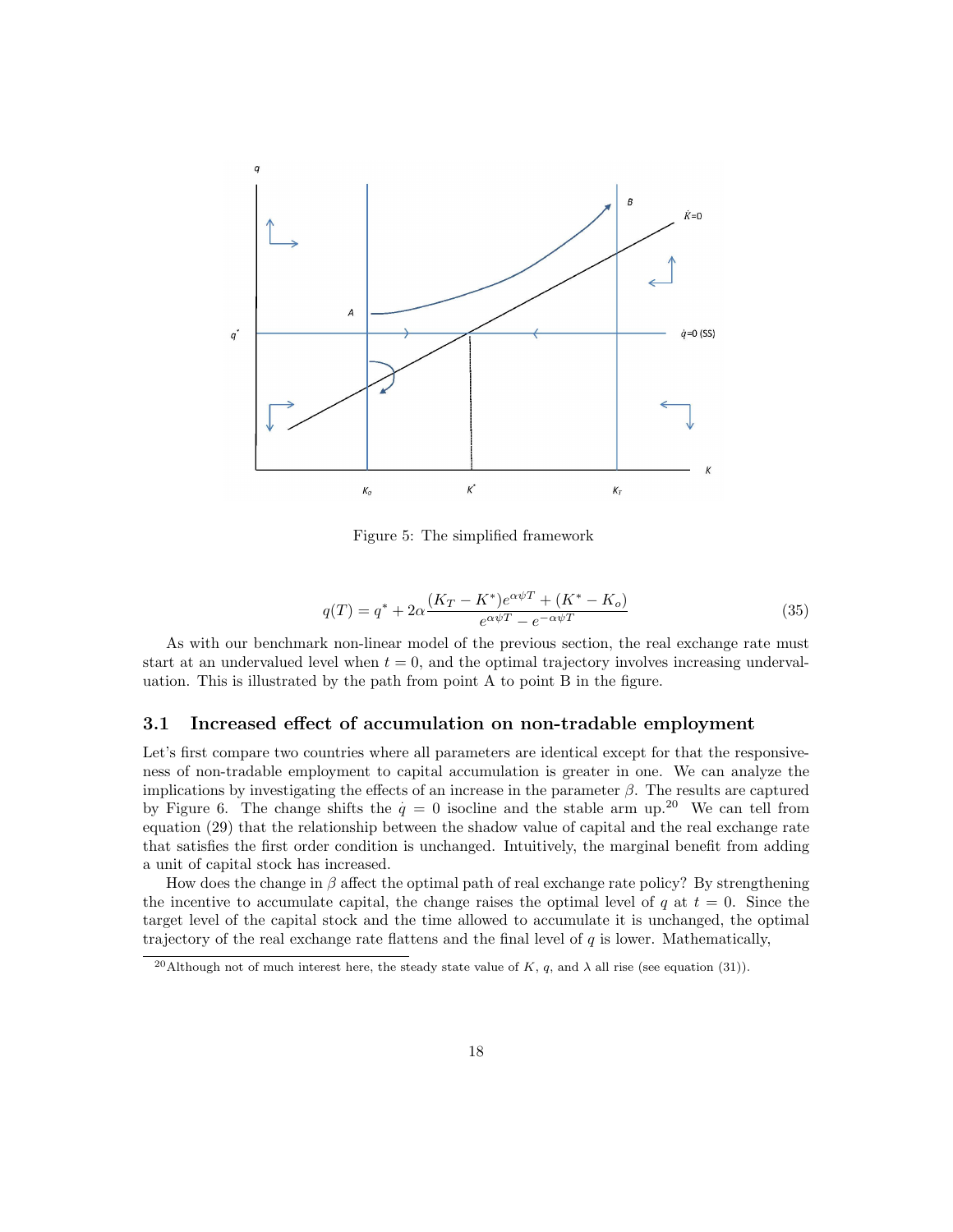Figure 5: The simplified framework

$$q(T) = q^* + 2\alpha \frac{(K_T - K^*)e^{\alpha\psi T} + (K^* - K_o)}{e^{\alpha\psi T} - e^{-\alpha\psi T}} \tag{35}$$

As with our benchmark non-linear model of the previous section, the real exchange rate must start at an undervalued level when $t = 0$, and the optimal trajectory involves increasing undervaluation. This is illustrated by the path from point A to point B in the figure.

### 3.1 Increased effect of accumulation on non-tradable employment

Let's first compare two countries where all parameters are identical except for that the responsiveness of non-tradable employment to capital accumulation is greater in one. We can analyze the implications by investigating the effects of an increase in the parameter $\beta$. The results are captured by Figure 6. The change shifts the $\dot{q} = 0$ isocline and the stable arm up.[20] We can tell from equation (29) that the relationship between the shadow value of capital and the real exchange rate that satisfies the first order condition is unchanged. Intuitively, the marginal benefit from adding a unit of capital stock has increased.

How does the change in $\beta$ affect the optimal path of real exchange rate policy? By strengthening the incentive to accumulate capital, the change raises the optimal level of $q$ at $t = 0$. Since the target level of the capital stock and the time allowed to accumulate it is unchanged, the optimal trajectory of the real exchange rate flattens and the final level of $q$ is lower. Mathematically,

[20]Although not of much interest here, the steady state value of $K$, $q$, and $\lambda$ all rise (see equation (31)).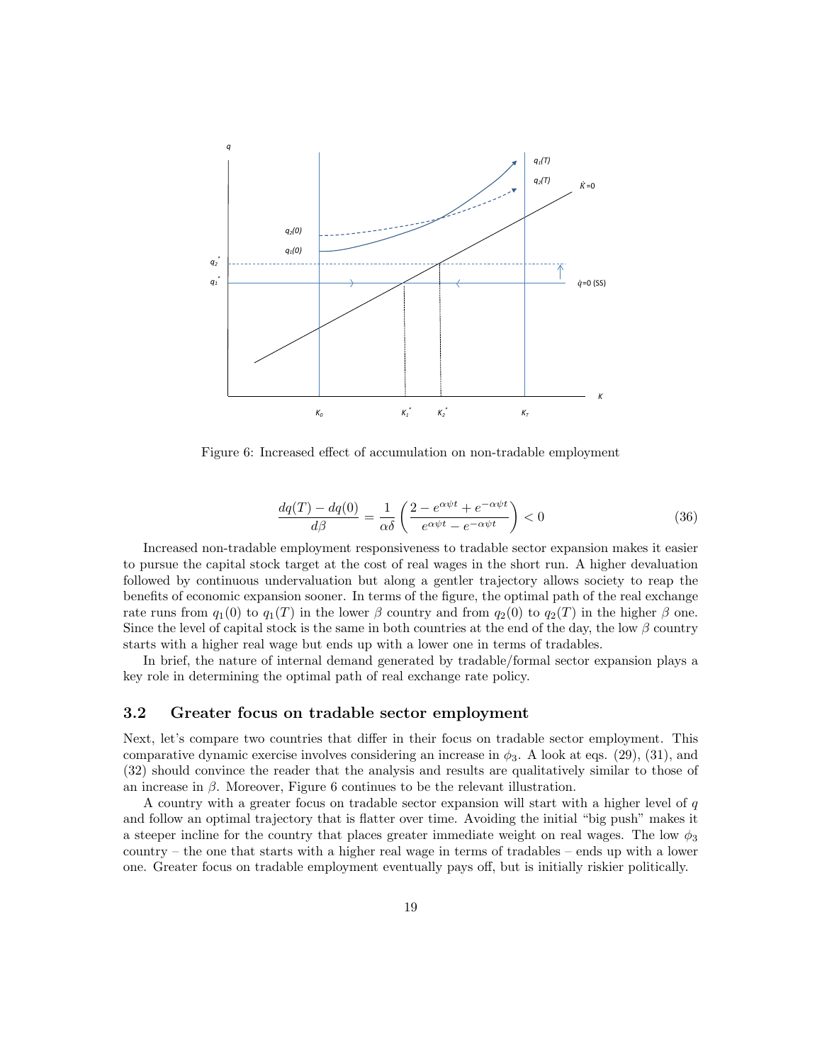Figure 6: Increased effect of accumulation on non-tradable employment

$$\frac{dq(T) - dq(0)}{d\beta} = \frac{1}{\alpha\delta}\left(\frac{2 - e^{\alpha\psi t} + e^{-\alpha\psi t}}{e^{\alpha\psi t} - e^{-\alpha\psi t}}\right) < 0 \tag{36}$$

Increased non-tradable employment responsiveness to tradable sector expansion makes it easier to pursue the capital stock target at the cost of real wages in the short run. A higher devaluation followed by continuous undervaluation but along a gentler trajectory allows society to reap the benefits of economic expansion sooner. In terms of the figure, the optimal path of the real exchange rate runs from $q_1(0)$ to $q_1(T)$ in the lower $\beta$ country and from $q_2(0)$ to $q_2(T)$ in the higher $\beta$ one. Since the level of capital stock is the same in both countries at the end of the day, the low $\beta$ country starts with a higher real wage but ends up with a lower one in terms of tradables.

In brief, the nature of internal demand generated by tradable/formal sector expansion plays a key role in determining the optimal path of real exchange rate policy.

### 3.2 Greater focus on tradable sector employment

Next, let's compare two countries that differ in their focus on tradable sector employment. This comparative dynamic exercise involves considering an increase in $\phi_3$. A look at eqs. (29), (31), and (32) should convince the reader that the analysis and results are qualitatively similar to those of an increase in $\beta$. Moreover, Figure 6 continues to be the relevant illustration.

A country with a greater focus on tradable sector expansion will start with a higher level of $q$ and follow an optimal trajectory that is flatter over time. Avoiding the initial "big push" makes it a steeper incline for the country that places greater immediate weight on real wages. The low $\phi_3$ country – the one that starts with a higher real wage in terms of tradables – ends up with a lower one. Greater focus on tradable employment eventually pays off, but is initially riskier politically.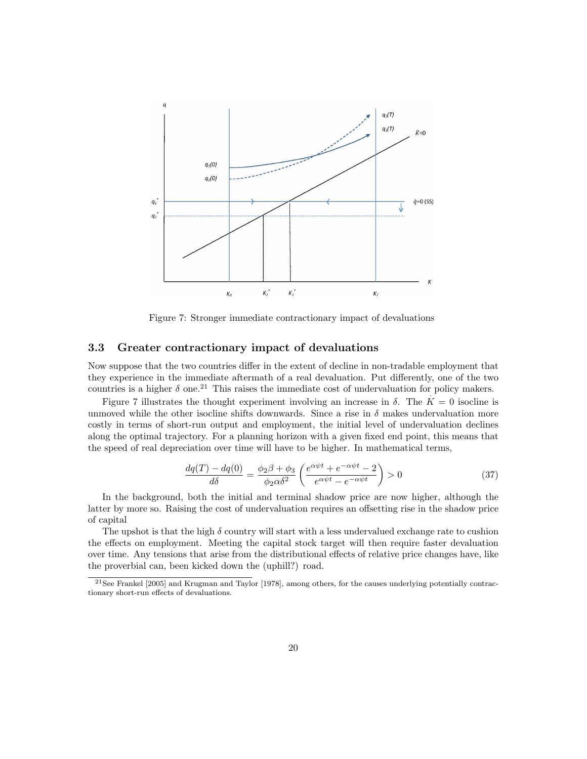Figure 7: Stronger immediate contractionary impact of devaluations

### 3.3 Greater contractionary impact of devaluations

Now suppose that the two countries differ in the extent of decline in non-tradable employment that they experience in the immediate aftermath of a real devaluation. Put differently, one of the two countries is a higher $\delta$ one.[21] This raises the immediate cost of undervaluation for policy makers.

Figure 7 illustrates the thought experiment involving an increase in $\delta$. The $\dot{K} = 0$ isocline is unmoved while the other isocline shifts downwards. Since a rise in $\delta$ makes undervaluation more costly in terms of short-run output and employment, the initial level of undervaluation declines along the optimal trajectory. For a planning horizon with a given fixed end point, this means that the speed of real depreciation over time will have to be higher. In mathematical terms,

$$\frac{dq(T) - dq(0)}{d\delta} = \frac{\phi_2\beta + \phi_3}{\phi_2\alpha\delta^2}\left(\frac{e^{\alpha\psi t} + e^{-\alpha\psi t} - 2}{e^{\alpha\psi t} - e^{-\alpha\psi t}}\right) > 0 \tag{37}$$

In the background, both the initial and terminal shadow price are now higher, although the latter by more so. Raising the cost of undervaluation requires an offsetting rise in the shadow price of capital

The upshot is that the high $\delta$ country will start with a less undervalued exchange rate to cushion the effects on employment. Meeting the capital stock target will then require faster devaluation over time. Any tensions that arise from the distributional effects of relative price changes have, like the proverbial can, been kicked down the (uphill?) road.

[21] See Frankel [2005] and Krugman and Taylor [1978], among others, for the causes underlying potentially contractionary short-run effects of devaluations.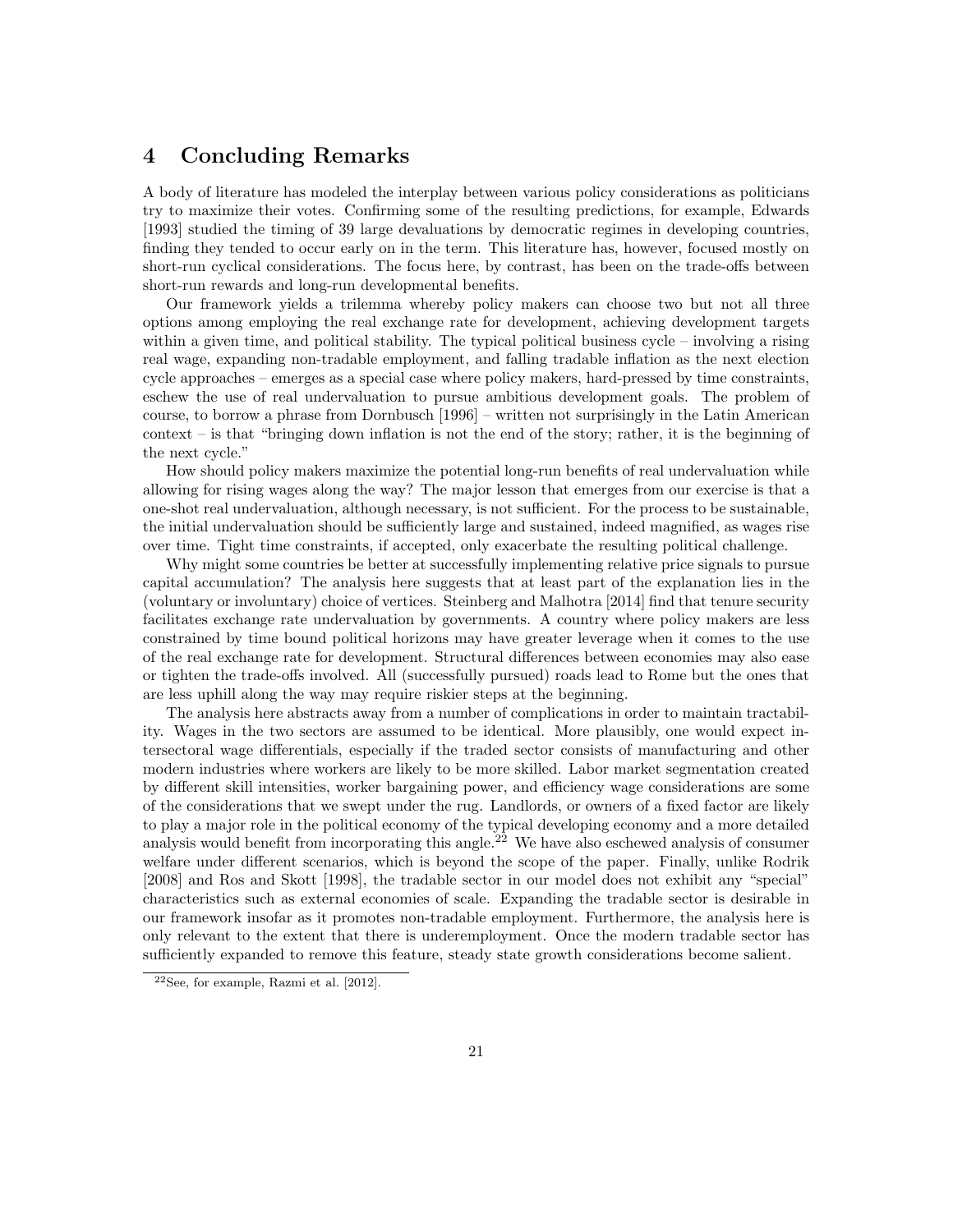## 4 Concluding Remarks

A body of literature has modeled the interplay between various policy considerations as politicians try to maximize their votes. Confirming some of the resulting predictions, for example, Edwards [1993] studied the timing of 39 large devaluations by democratic regimes in developing countries, finding they tended to occur early on in the term. This literature has, however, focused mostly on short-run cyclical considerations. The focus here, by contrast, has been on the trade-offs between short-run rewards and long-run developmental benefits.

Our framework yields a trilemma whereby policy makers can choose two but not all three options among employing the real exchange rate for development, achieving development targets within a given time, and political stability. The typical political business cycle – involving a rising real wage, expanding non-tradable employment, and falling tradable inflation as the next election cycle approaches – emerges as a special case where policy makers, hard-pressed by time constraints, eschew the use of real undervaluation to pursue ambitious development goals. The problem of course, to borrow a phrase from Dornbusch [1996] – written not surprisingly in the Latin American context – is that "bringing down inflation is not the end of the story; rather, it is the beginning of the next cycle."

How should policy makers maximize the potential long-run benefits of real undervaluation while allowing for rising wages along the way? The major lesson that emerges from our exercise is that a one-shot real undervaluation, although necessary, is not sufficient. For the process to be sustainable, the initial undervaluation should be sufficiently large and sustained, indeed magnified, as wages rise over time. Tight time constraints, if accepted, only exacerbate the resulting political challenge.

Why might some countries be better at successfully implementing relative price signals to pursue capital accumulation? The analysis here suggests that at least part of the explanation lies in the (voluntary or involuntary) choice of vertices. Steinberg and Malhotra [2014] find that tenure security facilitates exchange rate undervaluation by governments. A country where policy makers are less constrained by time bound political horizons may have greater leverage when it comes to the use of the real exchange rate for development. Structural differences between economies may also ease or tighten the trade-offs involved. All (successfully pursued) roads lead to Rome but the ones that are less uphill along the way may require riskier steps at the beginning.

The analysis here abstracts away from a number of complications in order to maintain tractability. Wages in the two sectors are assumed to be identical. More plausibly, one would expect intersectoral wage differentials, especially if the traded sector consists of manufacturing and other modern industries where workers are likely to be more skilled. Labor market segmentation created by different skill intensities, worker bargaining power, and efficiency wage considerations are some of the considerations that we swept under the rug. Landlords, or owners of a fixed factor are likely to play a major role in the political economy of the typical developing economy and a more detailed analysis would benefit from incorporating this angle.[22] We have also eschewed analysis of consumer welfare under different scenarios, which is beyond the scope of the paper. Finally, unlike Rodrik [2008] and Ros and Skott [1998], the tradable sector in our model does not exhibit any "special" characteristics such as external economies of scale. Expanding the tradable sector is desirable in our framework insofar as it promotes non-tradable employment. Furthermore, the analysis here is only relevant to the extent that there is underemployment. Once the modern tradable sector has sufficiently expanded to remove this feature, steady state growth considerations become salient.

[22] See, for example, Razmi et al. [2012].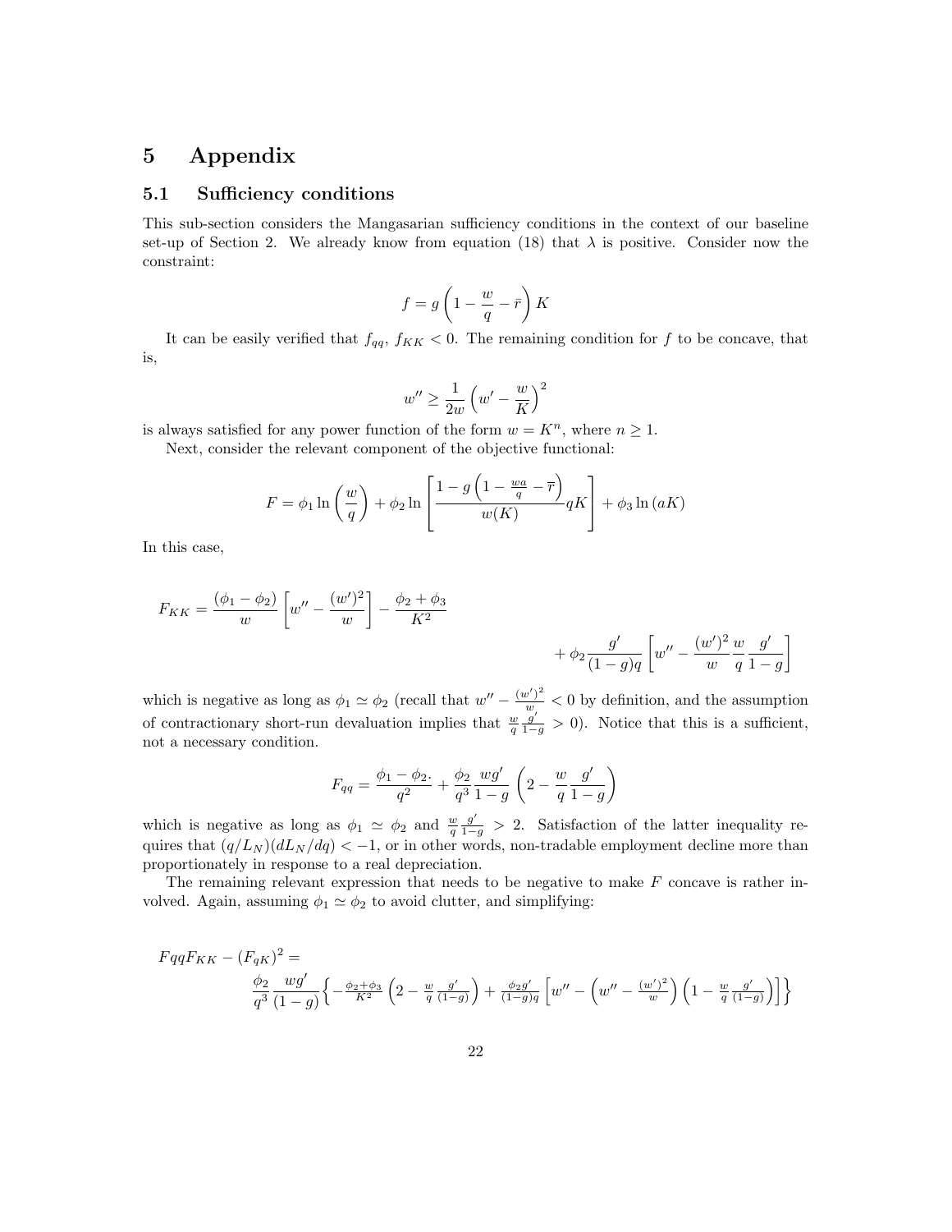# 5 Appendix

## 5.1 Sufficiency conditions

This sub-section considers the Mangasarian sufficiency conditions in the context of our baseline set-up of Section 2. We already know from equation (18) that $\lambda$ is positive. Consider now the constraint:

$$f = g\left(1 - \frac{w}{q} - \bar{r}\right)K$$

It can be easily verified that $f_{qq}$, $f_{KK} < 0$. The remaining condition for $f$ to be concave, that is,

$$w'' \geq \frac{1}{2w}\left(w' - \frac{w}{K}\right)^2$$

is always satisfied for any power function of the form $w = K^n$, where $n \geq 1$.

Next, consider the relevant component of the objective functional:

$$F = \phi_1 \ln\left(\frac{w}{q}\right) + \phi_2 \ln\left[\frac{1 - g\left(1 - \frac{wa}{q} - \bar{r}\right)}{w(K)} qK\right] + \phi_3 \ln(aK)$$

In this case,

$$F_{KK} = \frac{(\phi_1 - \phi_2)}{w}\left[w'' - \frac{(w')^2}{w}\right] - \frac{\phi_2 + \phi_3}{K^2} + \phi_2 \frac{g'}{(1-g)q}\left[w'' - \frac{(w')^2}{w}\frac{w}{q}\frac{g'}{1-g}\right]$$

which is negative as long as $\phi_1 \simeq \phi_2$ (recall that $w'' - \frac{(w')^2}{w} < 0$ by definition, and the assumption of contractionary short-run devaluation implies that $\frac{w}{q}\frac{g'}{1-g} > 0$). Notice that this is a sufficient, not a necessary condition.

$$F_{qq} = \frac{\phi_1 - \phi_2.}{q^2} + \frac{\phi_2}{q^3}\frac{wg'}{1-g}\left(2 - \frac{w}{q}\frac{g'}{1-g}\right)$$

which is negative as long as $\phi_1 \simeq \phi_2$ and $\frac{w}{q}\frac{g'}{1-g} > 2$. Satisfaction of the latter inequality requires that $(q/L_N)(dL_N/dq) < -1$, or in other words, non-tradable employment decline more than proportionately in response to a real depreciation.

The remaining relevant expression that needs to be negative to make $F$ concave is rather involved. Again, assuming $\phi_1 \simeq \phi_2$ to avoid clutter, and simplifying:

$$F qq F_{KK} - (F_{qK})^2 =$$
$$\frac{\phi_2}{q^3}\frac{wg'}{(1-g)}\left\{-\frac{\phi_2+\phi_3}{K^2}\left(2 - \frac{w}{q}\frac{g'}{(1-g)}\right) + \frac{\phi_2 g'}{(1-g)q}\left[w'' - \left(w'' - \frac{(w')^2}{w}\right)\left(1 - \frac{w}{q}\frac{g'}{(1-g)}\right)\right]\right\}$$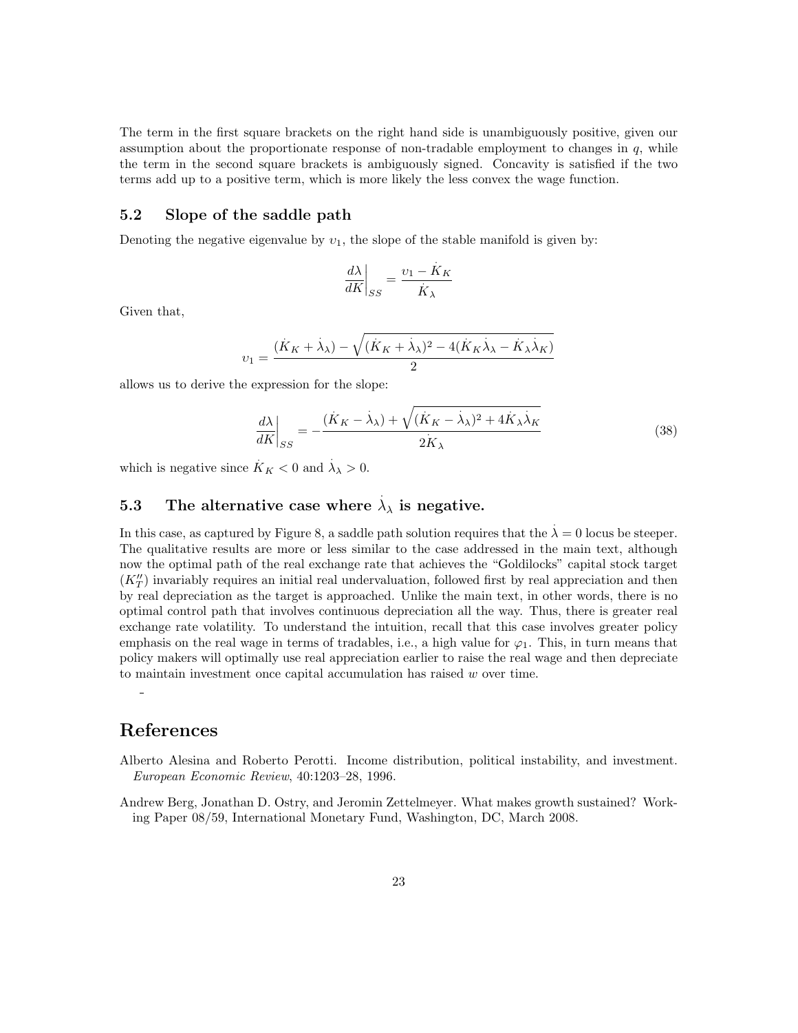The term in the first square brackets on the right hand side is unambiguously positive, given our assumption about the proportionate response of non-tradable employment to changes in $q$, while the term in the second square brackets is ambiguously signed. Concavity is satisfied if the two terms add up to a positive term, which is more likely the less convex the wage function.

### 5.2 Slope of the saddle path

Denoting the negative eigenvalue by $\upsilon_1$, the slope of the stable manifold is given by:

$$\left.\frac{d\lambda}{dK}\right|_{SS} = \frac{\upsilon_1 - \dot{K}_K}{\dot{K}_\lambda}$$

Given that,

$$\upsilon_1 = \frac{(\dot{K}_K + \dot{\lambda}_\lambda) - \sqrt{(\dot{K}_K + \dot{\lambda}_\lambda)^2 - 4(\dot{K}_K \dot{\lambda}_\lambda - \dot{K}_\lambda \dot{\lambda}_K)}}{2}$$

allows us to derive the expression for the slope:

$$\left.\frac{d\lambda}{dK}\right|_{SS} = -\frac{(\dot{K}_K - \dot{\lambda}_\lambda) + \sqrt{(\dot{K}_K - \dot{\lambda}_\lambda)^2 + 4\dot{K}_\lambda \dot{\lambda}_K}}{2\dot{K}_\lambda} \tag{38}$$

which is negative since $\dot{K}_K < 0$ and $\dot{\lambda}_\lambda > 0$.

### 5.3 The alternative case where $\dot{\lambda}_\lambda$ is negative.

In this case, as captured by Figure 8, a saddle path solution requires that the $\dot{\lambda} = 0$ locus be steeper. The qualitative results are more or less similar to the case addressed in the main text, although now the optimal path of the real exchange rate that achieves the "Goldilocks" capital stock target ($K_T''$) invariably requires an initial real undervaluation, followed first by real appreciation and then by real depreciation as the target is approached. Unlike the main text, in other words, there is no optimal control path that involves continuous depreciation all the way. Thus, there is greater real exchange rate volatility. To understand the intuition, recall that this case involves greater policy emphasis on the real wage in terms of tradables, i.e., a high value for $\varphi_1$. This, in turn means that policy makers will optimally use real appreciation earlier to raise the real wage and then depreciate to maintain investment once capital accumulation has raised $w$ over time.

## References

Alberto Alesina and Roberto Perotti. Income distribution, political instability, and investment. *European Economic Review*, 40:1203–28, 1996.

Andrew Berg, Jonathan D. Ostry, and Jeromin Zettelmeyer. What makes growth sustained? Working Paper 08/59, International Monetary Fund, Washington, DC, March 2008.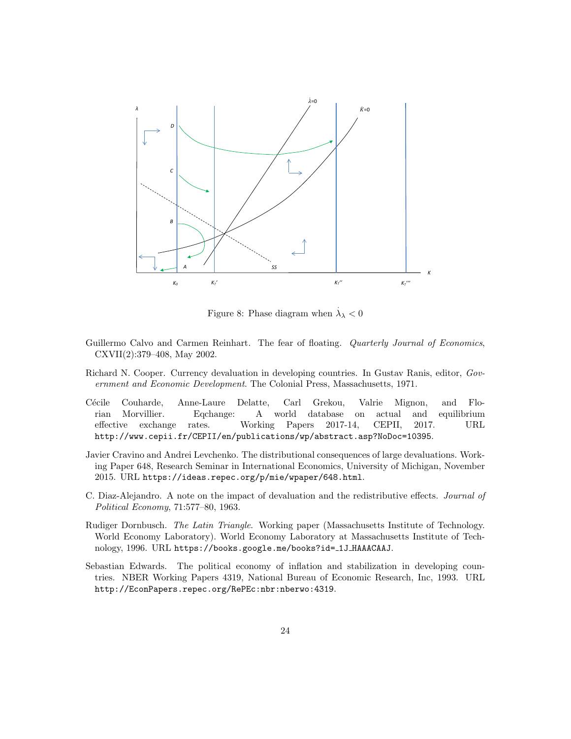Figure 8: Phase diagram when $\dot{\lambda}_\lambda < 0$

Guillermo Calvo and Carmen Reinhart. The fear of floating. *Quarterly Journal of Economics*, CXVII(2):379–408, May 2002.

Richard N. Cooper. Currency devaluation in developing countries. In Gustav Ranis, editor, *Government and Economic Development*. The Colonial Press, Massachusetts, 1971.

Cécile Couharde, Anne-Laure Delatte, Carl Grekou, Valrie Mignon, and Florian Morvillier. Eqchange: A world database on actual and equilibrium effective exchange rates. Working Papers 2017-14, CEPII, 2017. URL http://www.cepii.fr/CEPII/en/publications/wp/abstract.asp?NoDoc=10395.

Javier Cravino and Andrei Levchenko. The distributional consequences of large devaluations. Working Paper 648, Research Seminar in International Economics, University of Michigan, November 2015. URL https://ideas.repec.org/p/mie/wpaper/648.html.

C. Diaz-Alejandro. A note on the impact of devaluation and the redistributive effects. *Journal of Political Economy*, 71:577–80, 1963.

Rudiger Dornbusch. *The Latin Triangle*. Working paper (Massachusetts Institute of Technology. World Economy Laboratory). World Economy Laboratory at Massachusetts Institute of Technology, 1996. URL https://books.google.me/books?id=_1J_HAAACAAJ.

Sebastian Edwards. The political economy of inflation and stabilization in developing countries. NBER Working Papers 4319, National Bureau of Economic Research, Inc, 1993. URL http://EconPapers.repec.org/RePEc:nbr:nberwo:4319.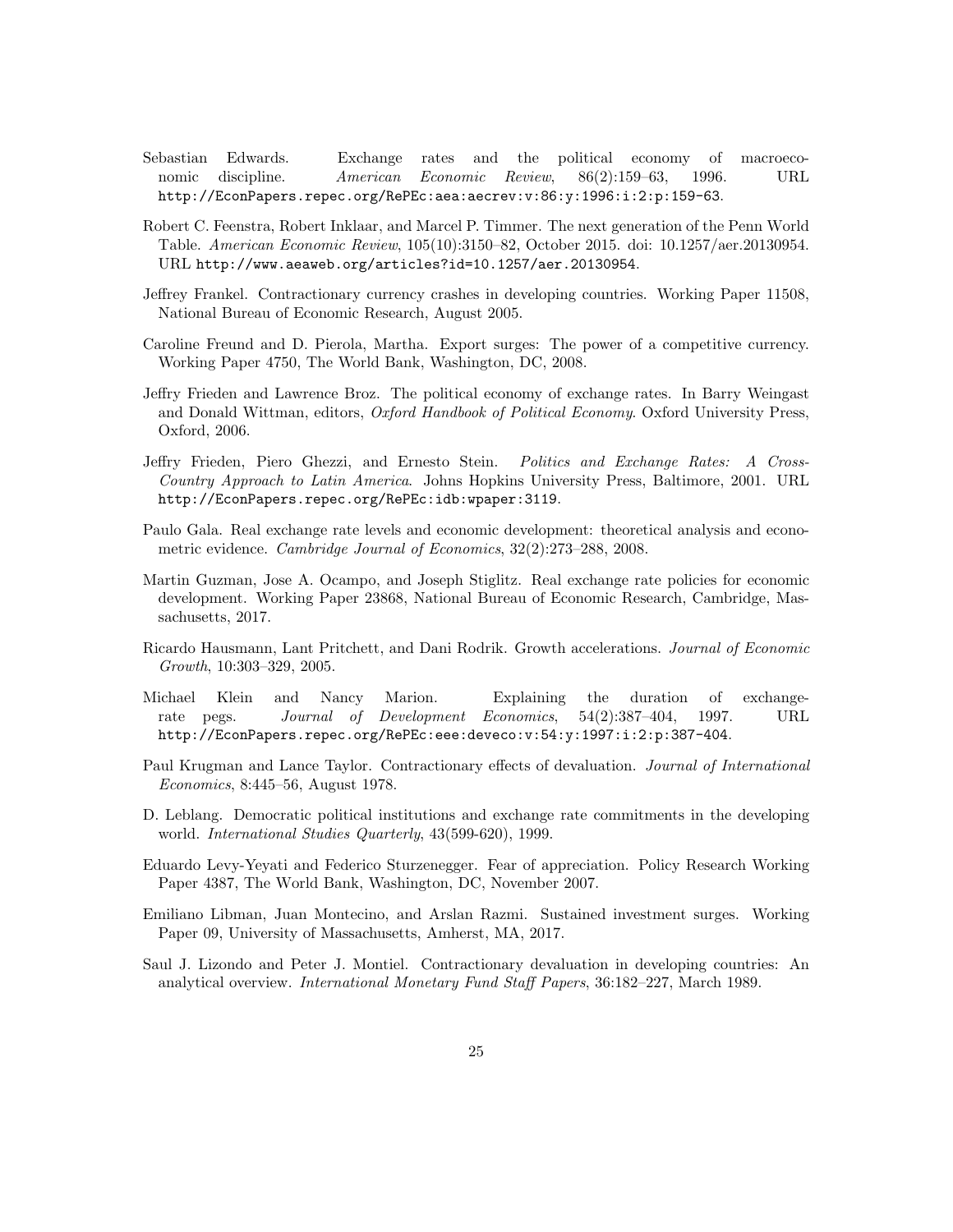Sebastian Edwards. Exchange rates and the political economy of macroeconomic discipline. *American Economic Review*, 86(2):159–63, 1996. URL http://EconPapers.repec.org/RePEc:aea:aecrev:v:86:y:1996:i:2:p:159-63.

Robert C. Feenstra, Robert Inklaar, and Marcel P. Timmer. The next generation of the Penn World Table. *American Economic Review*, 105(10):3150–82, October 2015. doi: 10.1257/aer.20130954. URL http://www.aeaweb.org/articles?id=10.1257/aer.20130954.

Jeffrey Frankel. Contractionary currency crashes in developing countries. Working Paper 11508, National Bureau of Economic Research, August 2005.

Caroline Freund and D. Pierola, Martha. Export surges: The power of a competitive currency. Working Paper 4750, The World Bank, Washington, DC, 2008.

Jeffry Frieden and Lawrence Broz. The political economy of exchange rates. In Barry Weingast and Donald Wittman, editors, *Oxford Handbook of Political Economy*. Oxford University Press, Oxford, 2006.

Jeffry Frieden, Piero Ghezzi, and Ernesto Stein. *Politics and Exchange Rates: A Cross-Country Approach to Latin America*. Johns Hopkins University Press, Baltimore, 2001. URL http://EconPapers.repec.org/RePEc:idb:wpaper:3119.

Paulo Gala. Real exchange rate levels and economic development: theoretical analysis and econometric evidence. *Cambridge Journal of Economics*, 32(2):273–288, 2008.

Martin Guzman, Jose A. Ocampo, and Joseph Stiglitz. Real exchange rate policies for economic development. Working Paper 23868, National Bureau of Economic Research, Cambridge, Massachusetts, 2017.

Ricardo Hausmann, Lant Pritchett, and Dani Rodrik. Growth accelerations. *Journal of Economic Growth*, 10:303–329, 2005.

Michael Klein and Nancy Marion. Explaining the duration of exchange-rate pegs. *Journal of Development Economics*, 54(2):387–404, 1997. URL http://EconPapers.repec.org/RePEc:eee:deveco:v:54:y:1997:i:2:p:387-404.

Paul Krugman and Lance Taylor. Contractionary effects of devaluation. *Journal of International Economics*, 8:445–56, August 1978.

D. Leblang. Democratic political institutions and exchange rate commitments in the developing world. *International Studies Quarterly*, 43(599-620), 1999.

Eduardo Levy-Yeyati and Federico Sturzenegger. Fear of appreciation. Policy Research Working Paper 4387, The World Bank, Washington, DC, November 2007.

Emiliano Libman, Juan Montecino, and Arslan Razmi. Sustained investment surges. Working Paper 09, University of Massachusetts, Amherst, MA, 2017.

Saul J. Lizondo and Peter J. Montiel. Contractionary devaluation in developing countries: An analytical overview. *International Monetary Fund Staff Papers*, 36:182–227, March 1989.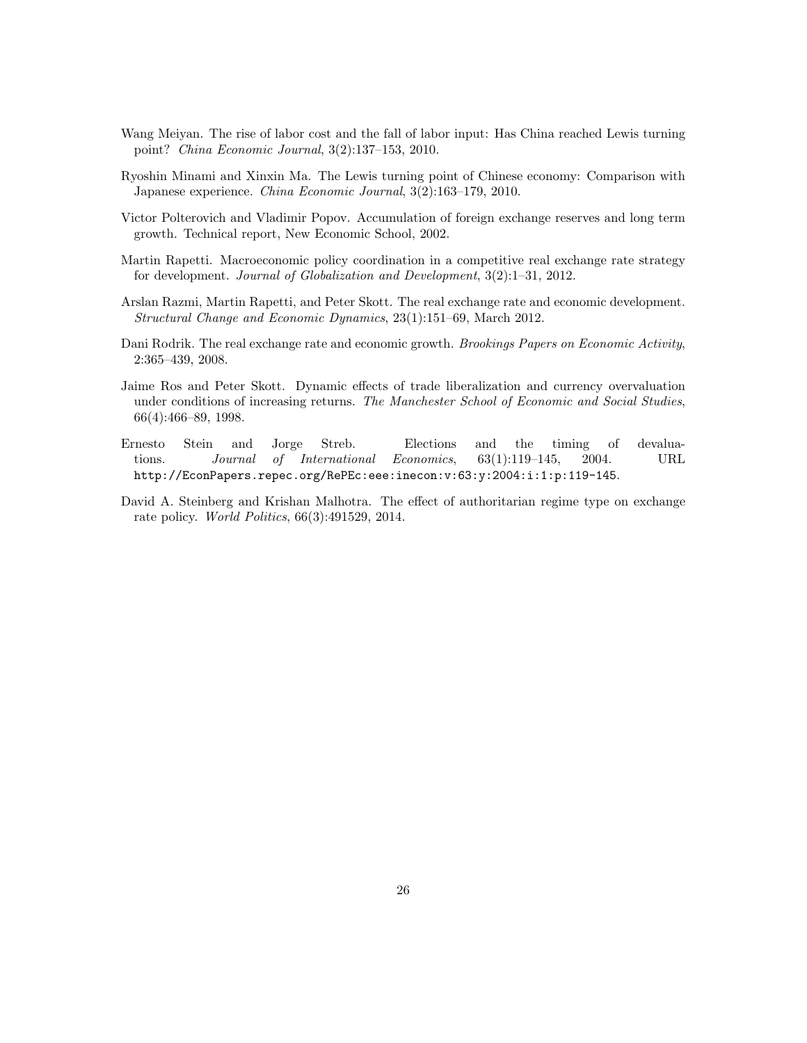Wang Meiyan. The rise of labor cost and the fall of labor input: Has China reached Lewis turning point? *China Economic Journal*, 3(2):137–153, 2010.

Ryoshin Minami and Xinxin Ma. The Lewis turning point of Chinese economy: Comparison with Japanese experience. *China Economic Journal*, 3(2):163–179, 2010.

Victor Polterovich and Vladimir Popov. Accumulation of foreign exchange reserves and long term growth. Technical report, New Economic School, 2002.

Martin Rapetti. Macroeconomic policy coordination in a competitive real exchange rate strategy for development. *Journal of Globalization and Development*, 3(2):1–31, 2012.

Arslan Razmi, Martin Rapetti, and Peter Skott. The real exchange rate and economic development. *Structural Change and Economic Dynamics*, 23(1):151–69, March 2012.

Dani Rodrik. The real exchange rate and economic growth. *Brookings Papers on Economic Activity*, 2:365–439, 2008.

Jaime Ros and Peter Skott. Dynamic effects of trade liberalization and currency overvaluation under conditions of increasing returns. *The Manchester School of Economic and Social Studies*, 66(4):466–89, 1998.

Ernesto Stein and Jorge Streb. Elections and the timing of devaluations. *Journal of International Economics*, 63(1):119–145, 2004. URL `http://EconPapers.repec.org/RePEc:eee:inecon:v:63:y:2004:i:1:p:119-145`.

David A. Steinberg and Krishan Malhotra. The effect of authoritarian regime type on exchange rate policy. *World Politics*, 66(3):491529, 2014.